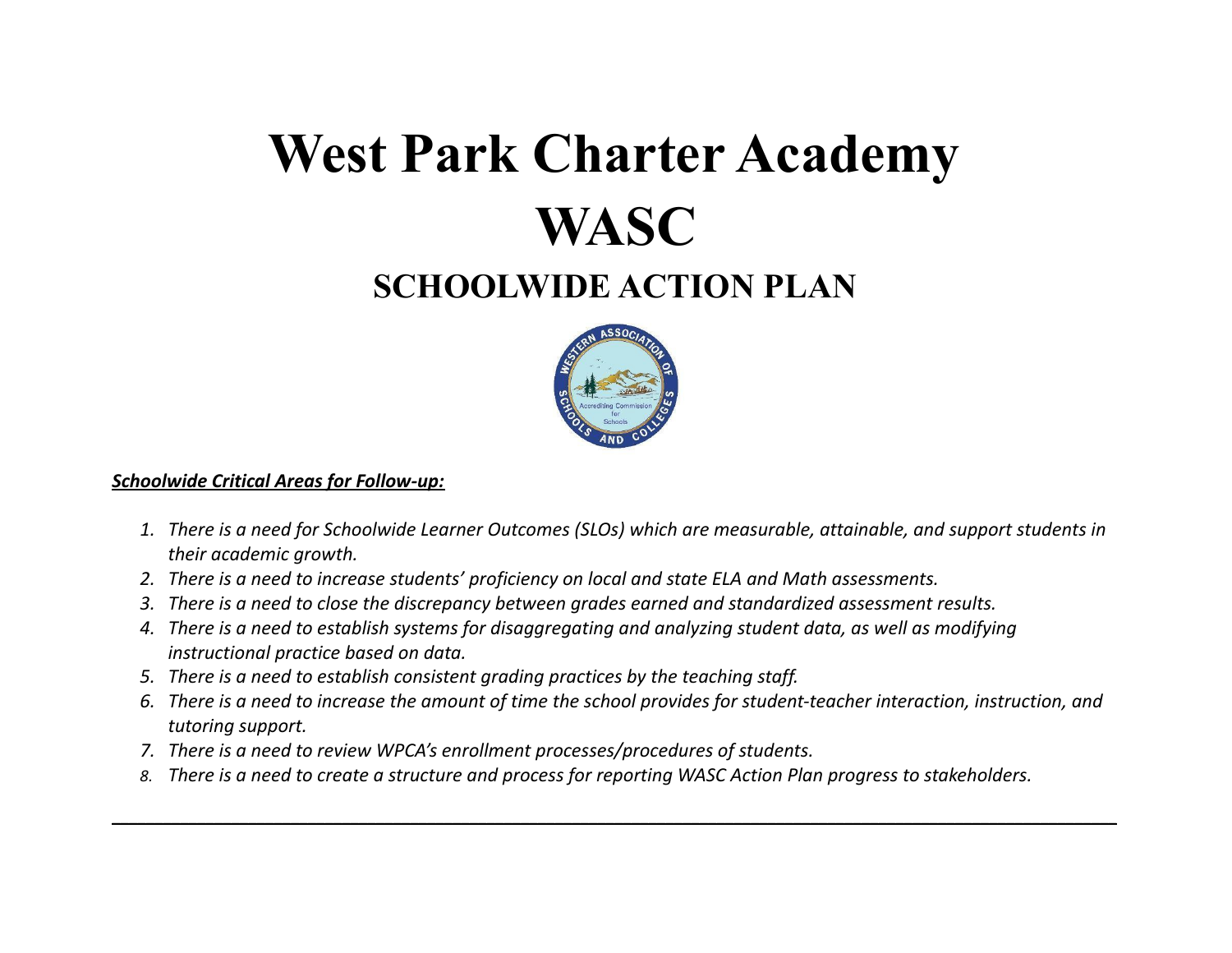# West Park Charter Academy

# WASC

## SCHOOLWIDE ACTION PLAN

***Schoolwide Critical Areas for Follow-up:***

1. *There is a need for Schoolwide Learner Outcomes (SLOs) which are measurable, attainable, and support students in their academic growth.*
2. *There is a need to increase students' proficiency on local and state ELA and Math assessments.*
3. *There is a need to close the discrepancy between grades earned and standardized assessment results.*
4. *There is a need to establish systems for disaggregating and analyzing student data, as well as modifying instructional practice based on data.*
5. *There is a need to establish consistent grading practices by the teaching staff.*
6. *There is a need to increase the amount of time the school provides for student-teacher interaction, instruction, and tutoring support.*
7. *There is a need to review WPCA's enrollment processes/procedures of students.*
8. *There is a need to create a structure and process for reporting WASC Action Plan progress to stakeholders.*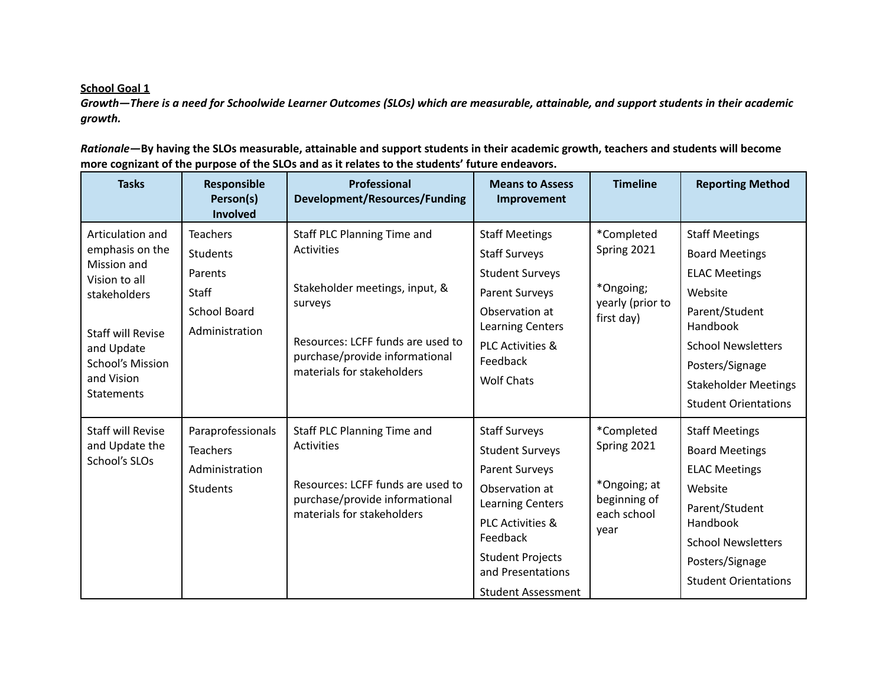**School Goal 1**

***Growth—There is a need for Schoolwide Learner Outcomes (SLOs) which are measurable, attainable, and support students in their academic growth.***

***Rationale*—By having the SLOs measurable, attainable and support students in their academic growth, teachers and students will become more cognizant of the purpose of the SLOs and as it relates to the students' future endeavors.**

| Tasks | Responsible Person(s) Involved | Professional Development/Resources/Funding | Means to Assess Improvement | Timeline | Reporting Method |
|---|---|---|---|---|---|
| Articulation and emphasis on the Mission and Vision to all stakeholders<br><br>Staff will Revise and Update School's Mission and Vision Statements | Teachers<br>Students<br>Parents<br>Staff<br>School Board<br>Administration | Staff PLC Planning Time and Activities<br><br>Stakeholder meetings, input, & surveys<br><br>Resources: LCFF funds are used to purchase/provide informational materials for stakeholders | Staff Meetings<br>Staff Surveys<br>Student Surveys<br>Parent Surveys<br>Observation at Learning Centers<br>PLC Activities & Feedback<br>Wolf Chats | *Completed Spring 2021<br><br>*Ongoing; yearly (prior to first day) | Staff Meetings<br>Board Meetings<br>ELAC Meetings<br>Website<br>Parent/Student Handbook<br>School Newsletters<br>Posters/Signage<br>Stakeholder Meetings<br>Student Orientations |
| Staff will Revise and Update the School's SLOs | Paraprofessionals<br>Teachers<br>Administration<br>Students | Staff PLC Planning Time and Activities<br><br>Resources: LCFF funds are used to purchase/provide informational materials for stakeholders | Staff Surveys<br>Student Surveys<br>Parent Surveys<br>Observation at Learning Centers<br>PLC Activities & Feedback<br>Student Projects and Presentations<br>Student Assessment | *Completed Spring 2021<br><br>*Ongoing; at beginning of each school year | Staff Meetings<br>Board Meetings<br>ELAC Meetings<br>Website<br>Parent/Student Handbook<br>School Newsletters<br>Posters/Signage<br>Student Orientations |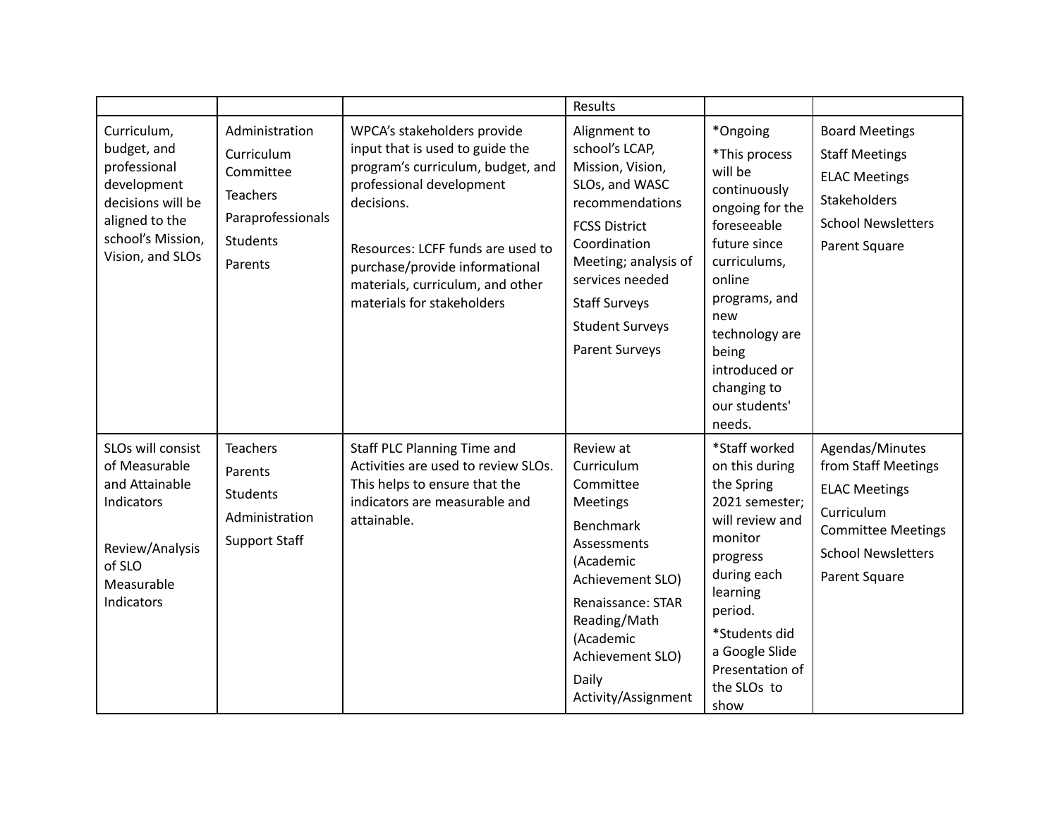| | | | Results | | |
|---|---|---|---|---|---|
| Curriculum, budget, and professional development decisions will be aligned to the school's Mission, Vision, and SLOs | Administration<br>Curriculum Committee<br>Teachers<br>Paraprofessionals<br>Students<br>Parents | WPCA's stakeholders provide input that is used to guide the program's curriculum, budget, and professional development decisions.<br><br>Resources: LCFF funds are used to purchase/provide informational materials, curriculum, and other materials for stakeholders | Alignment to school's LCAP, Mission, Vision, SLOs, and WASC recommendations<br>FCSS District Coordination Meeting; analysis of services needed<br>Staff Surveys<br>Student Surveys<br>Parent Surveys | *Ongoing<br>*This process will be continuously ongoing for the foreseeable future since curriculums, online programs, and new technology are being introduced or changing to our students' needs. | Board Meetings<br>Staff Meetings<br>ELAC Meetings<br>Stakeholders<br>School Newsletters<br>Parent Square |
| SLOs will consist of Measurable and Attainable Indicators<br><br>Review/Analysis of SLO Measurable Indicators | Teachers<br>Parents<br>Students<br>Administration<br>Support Staff | Staff PLC Planning Time and Activities are used to review SLOs. This helps to ensure that the indicators are measurable and attainable. | Review at Curriculum Committee Meetings<br>Benchmark Assessments (Academic Achievement SLO)<br>Renaissance: STAR Reading/Math (Academic Achievement SLO)<br>Daily Activity/Assignment | *Staff worked on this during the Spring 2021 semester; will review and monitor progress during each learning period.<br>*Students did a Google Slide Presentation of the SLOs to show | Agendas/Minutes from Staff Meetings<br>ELAC Meetings<br>Curriculum Committee Meetings<br>School Newsletters<br>Parent Square |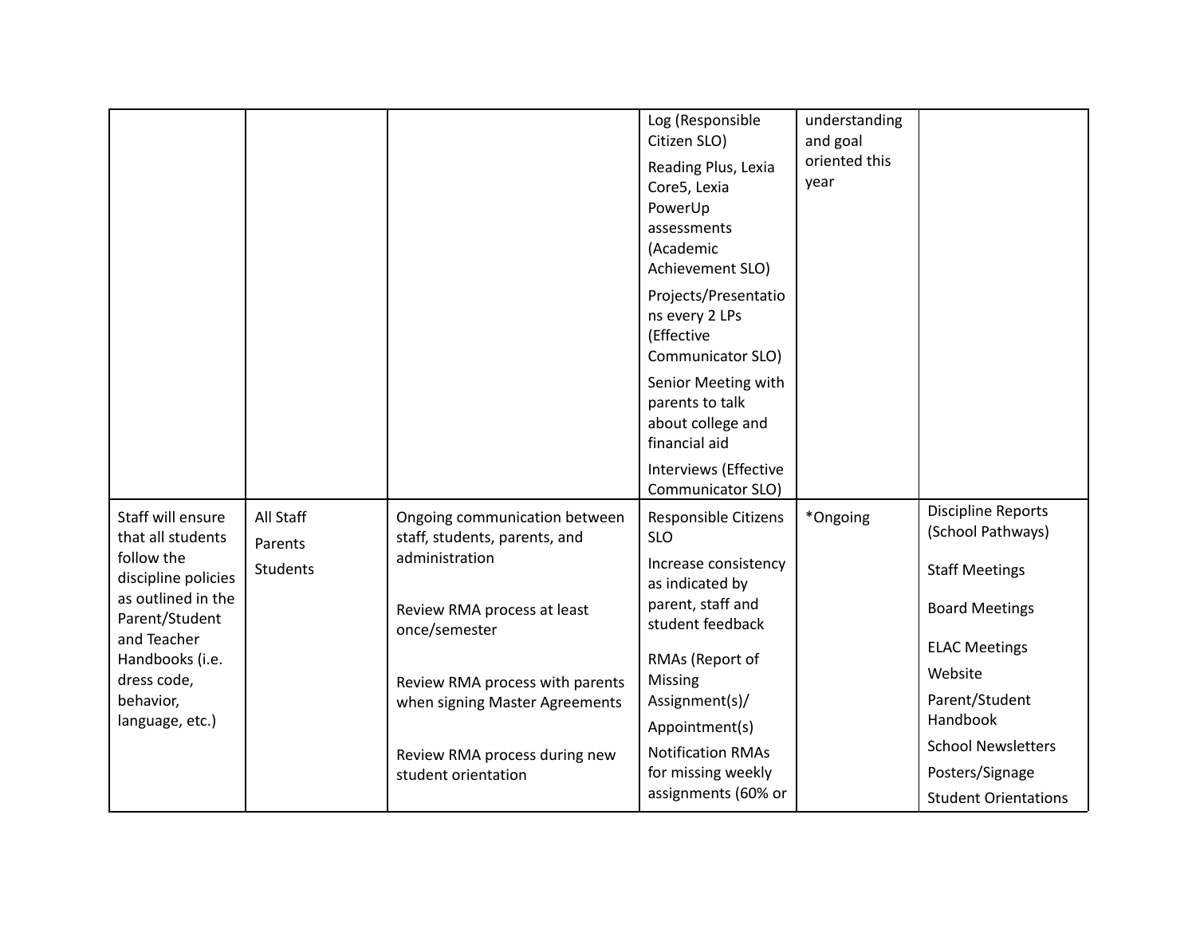| | | | | | |
|---|---|---|---|---|---|
| | | | Log (Responsible Citizen SLO)<br>Reading Plus, Lexia Core5, Lexia PowerUp assessments (Academic Achievement SLO)<br>Projects/Presentations every 2 LPs (Effective Communicator SLO)<br>Senior Meeting with parents to talk about college and financial aid<br>Interviews (Effective Communicator SLO) | understanding and goal oriented this year | |
| Staff will ensure that all students follow the discipline policies as outlined in the Parent/Student and Teacher Handbooks (i.e. dress code, behavior, language, etc.) | All Staff<br>Parents<br>Students | Ongoing communication between staff, students, parents, and administration<br><br>Review RMA process at least once/semester<br><br>Review RMA process with parents when signing Master Agreements<br><br>Review RMA process during new student orientation | Responsible Citizens SLO<br>Increase consistency as indicated by parent, staff and student feedback<br>RMAs (Report of Missing Assignment(s)/ Appointment(s)<br>Notification RMAs for missing weekly assignments (60% or | *Ongoing | Discipline Reports (School Pathways)<br>Staff Meetings<br>Board Meetings<br>ELAC Meetings<br>Website<br>Parent/Student Handbook<br>School Newsletters<br>Posters/Signage<br>Student Orientations |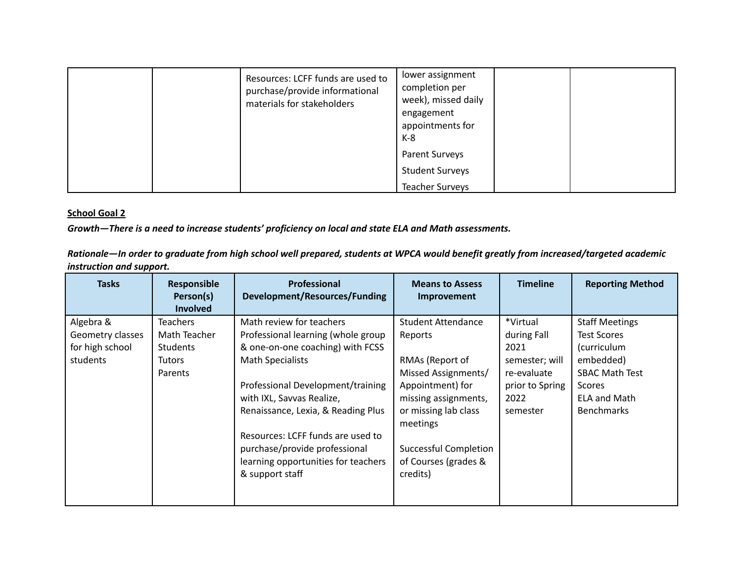| | | | | | |
|---|---|---|---|---|---|
| | | Resources: LCFF funds are used to purchase/provide informational materials for stakeholders | lower assignment completion per week), missed daily engagement appointments for K-8<br>Parent Surveys<br>Student Surveys<br>Teacher Surveys | | |

**School Goal 2**

***Growth—There is a need to increase students' proficiency on local and state ELA and Math assessments.***

***Rationale—In order to graduate from high school well prepared, students at WPCA would benefit greatly from increased/targeted academic instruction and support.***

| Tasks | Responsible Person(s) Involved | Professional Development/Resources/Funding | Means to Assess Improvement | Timeline | Reporting Method |
|---|---|---|---|---|---|
| Algebra & Geometry classes for high school students | Teachers<br>Math Teacher<br>Students<br>Tutors<br>Parents | Math review for teachers<br>Professional learning (whole group & one-on-one coaching) with FCSS Math Specialists<br><br>Professional Development/training with IXL, Savvas Realize, Renaissance, Lexia, & Reading Plus<br><br>Resources: LCFF funds are used to purchase/provide professional learning opportunities for teachers & support staff | Student Attendance Reports<br><br>RMAs (Report of Missed Assignments/ Appointment) for missing assignments, or missing lab class meetings<br><br>Successful Completion of Courses (grades & credits) | *Virtual during Fall 2021 semester; will re-evaluate prior to Spring 2022 semester | Staff Meetings<br>Test Scores (curriculum embedded)<br>SBAC Math Test Scores<br>ELA and Math Benchmarks |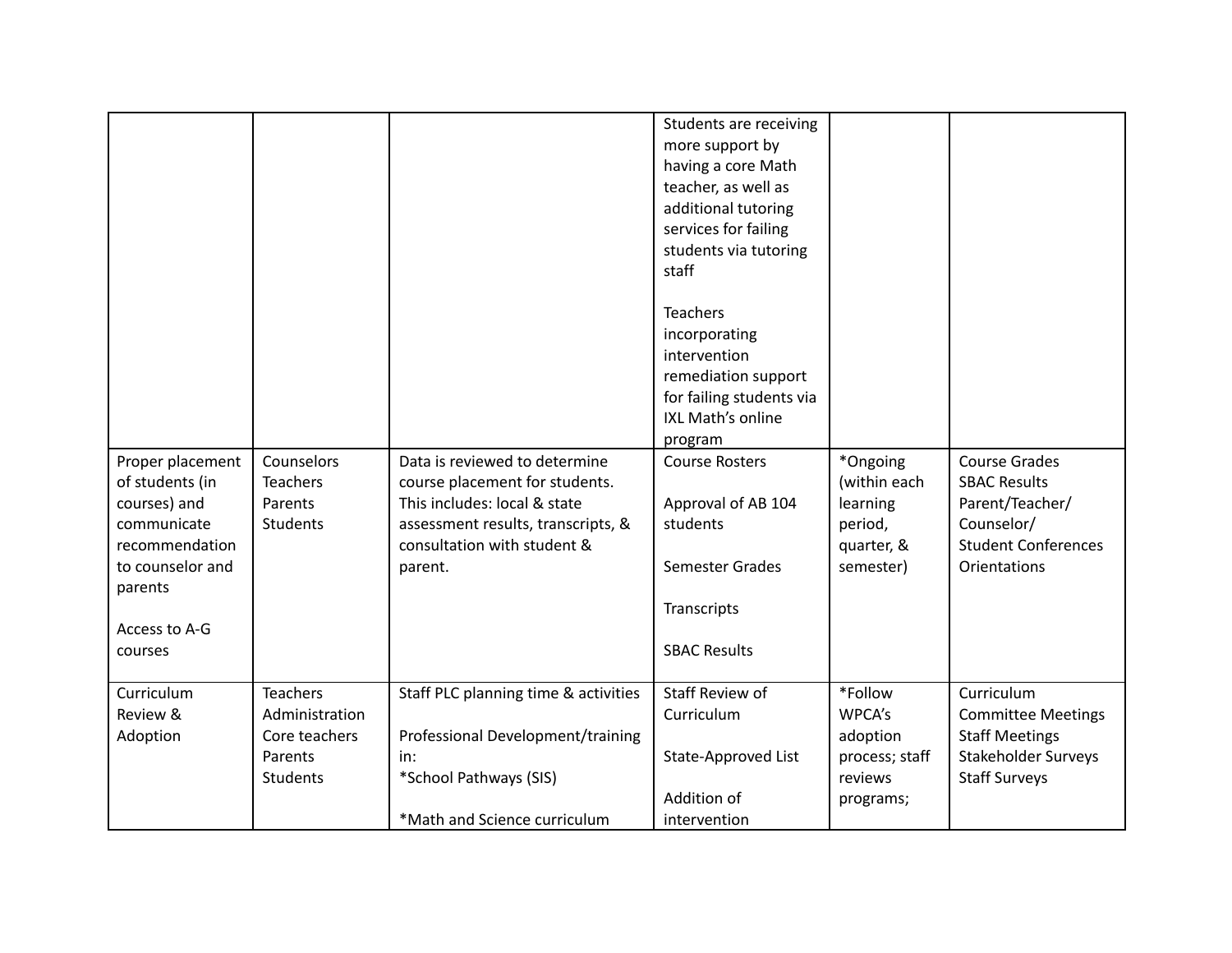| | | | | | |
|---|---|---|---|---|---|
| | | | Students are receiving more support by having a core Math teacher, as well as additional tutoring services for failing students via tutoring staff<br><br>Teachers incorporating intervention remediation support for failing students via IXL Math's online program | | |
| Proper placement of students (in courses) and communicate recommendation to counselor and parents<br><br>Access to A-G courses | Counselors<br>Teachers<br>Parents<br>Students | Data is reviewed to determine course placement for students. This includes: local & state assessment results, transcripts, & consultation with student & parent. | Course Rosters<br><br>Approval of AB 104 students<br><br>Semester Grades<br><br>Transcripts<br><br>SBAC Results | *Ongoing (within each learning period, quarter, & semester) | Course Grades<br>SBAC Results<br>Parent/Teacher/ Counselor/<br>Student Conferences<br>Orientations |
| Curriculum Review & Adoption | Teachers<br>Administration<br>Core teachers<br>Parents<br>Students | Staff PLC planning time & activities<br><br>Professional Development/training in:<br>*School Pathways (SIS)<br><br>*Math and Science curriculum | Staff Review of Curriculum<br><br>State-Approved List<br><br>Addition of intervention | *Follow WPCA's adoption process; staff reviews programs; | Curriculum Committee Meetings<br>Staff Meetings<br>Stakeholder Surveys<br>Staff Surveys |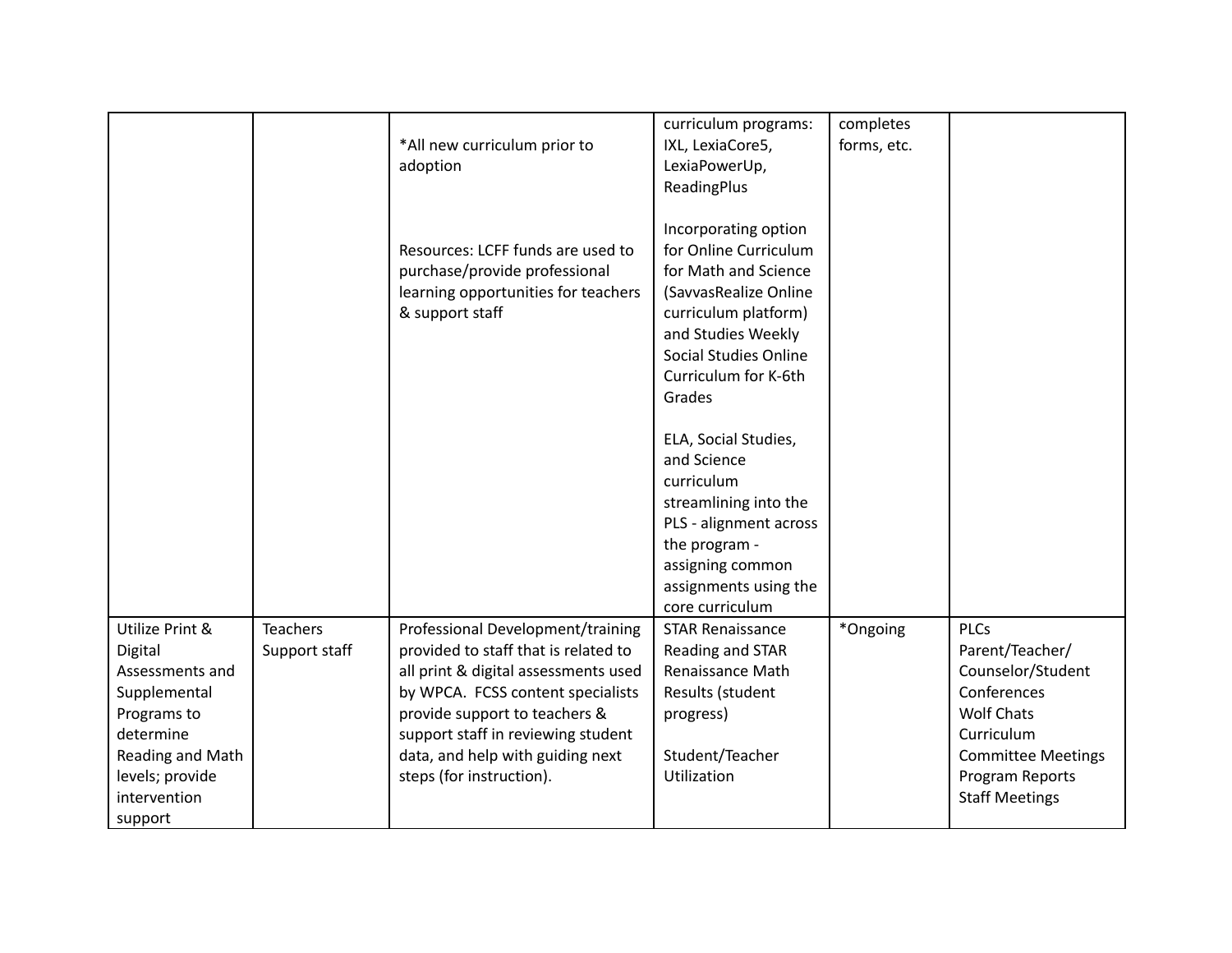| | | | | | |
|---|---|---|---|---|---|
| | | *All new curriculum prior to adoption<br><br>Resources: LCFF funds are used to purchase/provide professional learning opportunities for teachers & support staff | curriculum programs: IXL, LexiaCore5, LexiaPowerUp, ReadingPlus<br><br>Incorporating option for Online Curriculum for Math and Science (SavvasRealize Online curriculum platform) and Studies Weekly Social Studies Online Curriculum for K-6th Grades<br><br>ELA, Social Studies, and Science curriculum streamlining into the PLS - alignment across the program - assigning common assignments using the core curriculum | completes forms, etc. | |
| Utilize Print & Digital Assessments and Supplemental Programs to determine Reading and Math levels; provide intervention support | Teachers<br>Support staff | Professional Development/training provided to staff that is related to all print & digital assessments used by WPCA. FCSS content specialists provide support to teachers & support staff in reviewing student data, and help with guiding next steps (for instruction). | STAR Renaissance Reading and STAR Renaissance Math Results (student progress)<br><br>Student/Teacher Utilization | *Ongoing | PLCs<br>Parent/Teacher/ Counselor/Student Conferences<br>Wolf Chats<br>Curriculum Committee Meetings<br>Program Reports<br>Staff Meetings |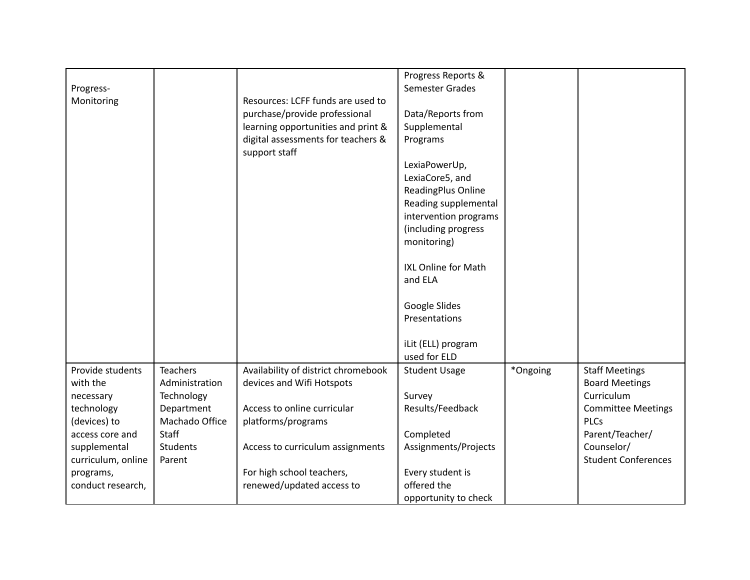| | | | | | |
|---|---|---|---|---|---|
| Progress-Monitoring | | Resources: LCFF funds are used to purchase/provide professional learning opportunities and print & digital assessments for teachers & support staff | Progress Reports & Semester Grades<br><br>Data/Reports from Supplemental Programs<br><br>LexiaPowerUp, LexiaCore5, and ReadingPlus Online Reading supplemental intervention programs (including progress monitoring)<br><br>IXL Online for Math and ELA<br><br>Google Slides Presentations<br><br>iLit (ELL) program used for ELD | | |
| Provide students with the necessary technology (devices) to access core and supplemental curriculum, online programs, conduct research, | Teachers<br>Administration<br>Technology Department<br>Machado Office Staff<br>Students<br>Parent | Availability of district chromebook devices and Wifi Hotspots<br><br>Access to online curricular platforms/programs<br><br>Access to curriculum assignments<br><br>For high school teachers, renewed/updated access to | Student Usage<br><br>Survey Results/Feedback<br><br>Completed Assignments/Projects<br><br>Every student is offered the opportunity to check | *Ongoing | Staff Meetings<br>Board Meetings<br>Curriculum Committee Meetings<br>PLCs<br>Parent/Teacher/Counselor/Student Conferences |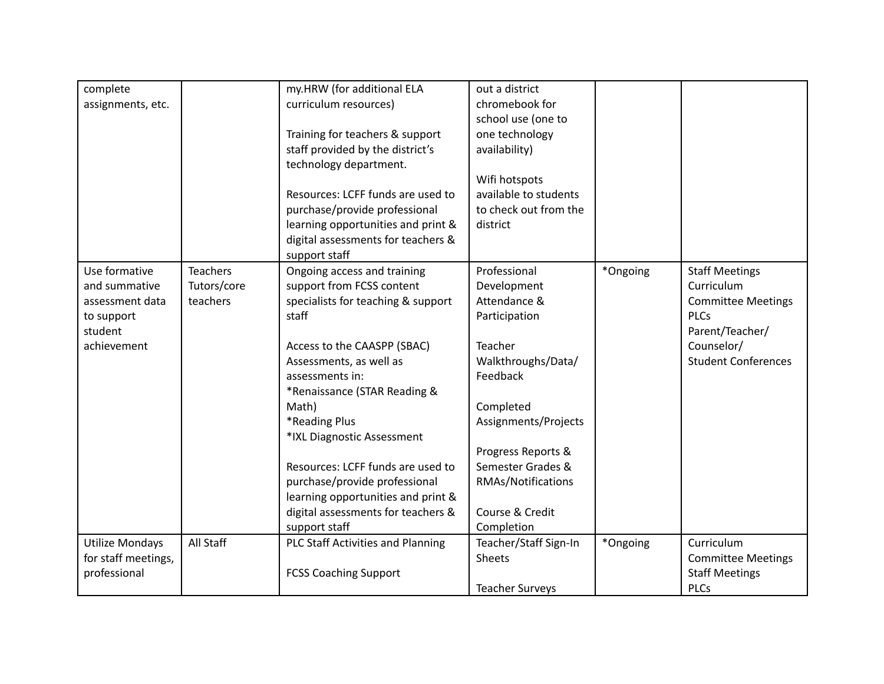| | | | | | |
|---|---|---|---|---|---|
| complete assignments, etc. | | my.HRW (for additional ELA curriculum resources)<br><br>Training for teachers & support staff provided by the district's technology department.<br><br>Resources: LCFF funds are used to purchase/provide professional learning opportunities and print & digital assessments for teachers & support staff | out a district chromebook for school use (one to one technology availability)<br><br>Wifi hotspots available to students to check out from the district | | |
| Use formative and summative assessment data to support student achievement | Teachers<br>Tutors/core teachers | Ongoing access and training support from FCSS content specialists for teaching & support staff<br><br>Access to the CAASPP (SBAC) Assessments, as well as assessments in:<br>*Renaissance (STAR Reading & Math)<br>*Reading Plus<br>*IXL Diagnostic Assessment<br><br>Resources: LCFF funds are used to purchase/provide professional learning opportunities and print & digital assessments for teachers & support staff | Professional Development Attendance & Participation<br><br>Teacher Walkthroughs/Data/ Feedback<br><br>Completed Assignments/Projects<br><br>Progress Reports & Semester Grades & RMAs/Notifications<br><br>Course & Credit Completion | *Ongoing | Staff Meetings<br>Curriculum Committee Meetings<br>PLCs<br>Parent/Teacher/ Counselor/ Student Conferences |
| Utilize Mondays for staff meetings, professional | All Staff | PLC Staff Activities and Planning<br><br>FCSS Coaching Support | Teacher/Staff Sign-In Sheets<br><br>Teacher Surveys | *Ongoing | Curriculum Committee Meetings<br>Staff Meetings<br>PLCs |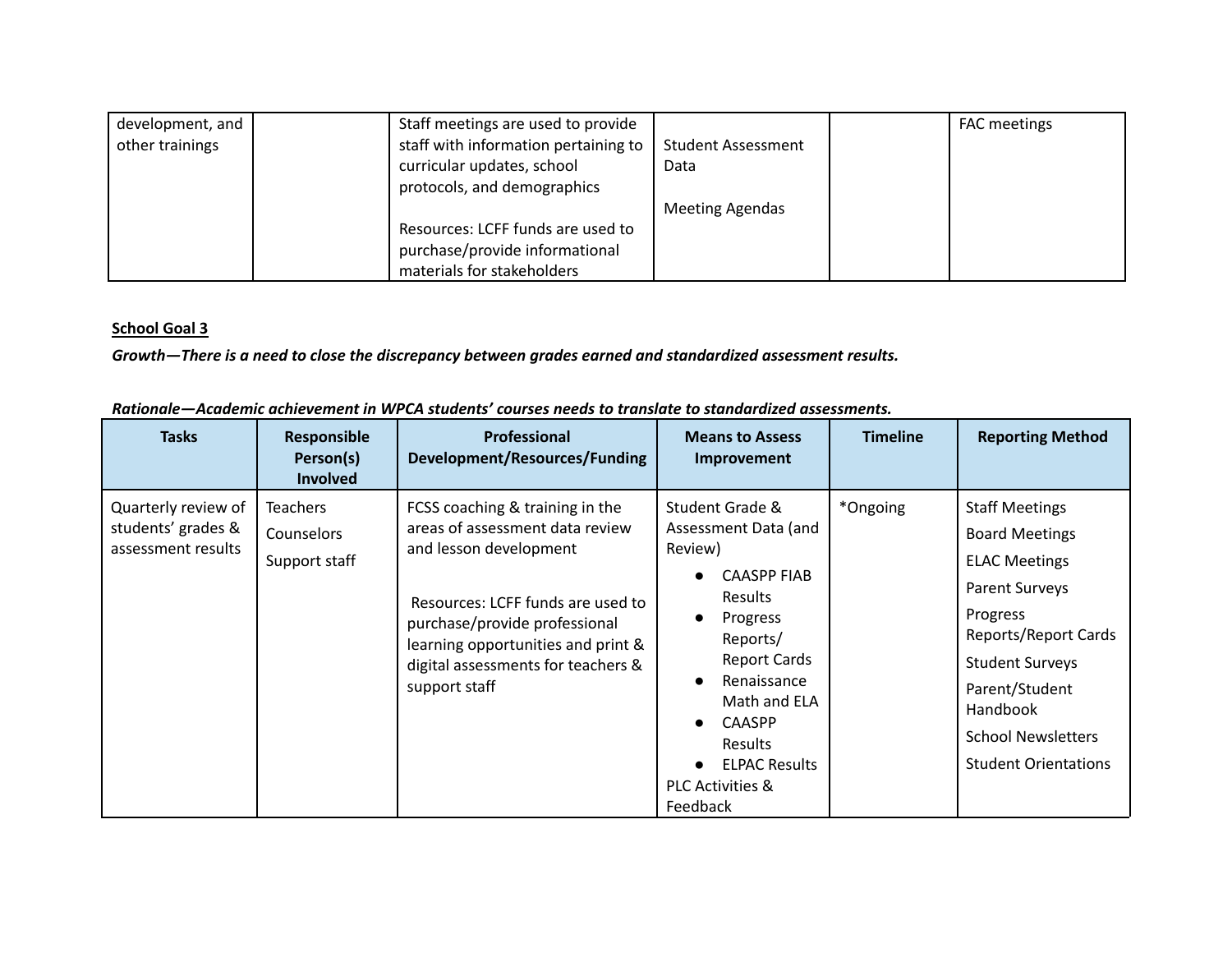| development, and other trainings | | Staff meetings are used to provide staff with information pertaining to curricular updates, school protocols, and demographics<br><br>Resources: LCFF funds are used to purchase/provide informational materials for stakeholders | Student Assessment Data<br><br>Meeting Agendas | | FAC meetings |
|---|---|---|---|---|---|

**School Goal 3**

***Growth—There is a need to close the discrepancy between grades earned and standardized assessment results.***

***Rationale—Academic achievement in WPCA students' courses needs to translate to standardized assessments.***

| Tasks | Responsible Person(s) Involved | Professional Development/Resources/Funding | Means to Assess Improvement | Timeline | Reporting Method |
|---|---|---|---|---|---|
| Quarterly review of students' grades & assessment results | Teachers<br>Counselors<br>Support staff | FCSS coaching & training in the areas of assessment data review and lesson development<br><br>Resources: LCFF funds are used to purchase/provide professional learning opportunities and print & digital assessments for teachers & support staff | Student Grade & Assessment Data (and Review)<br>● CAASPP FIAB Results<br>● Progress Reports/ Report Cards<br>● Renaissance Math and ELA<br>● CAASPP Results<br>● ELPAC Results<br>PLC Activities & Feedback | *Ongoing | Staff Meetings<br>Board Meetings<br>ELAC Meetings<br>Parent Surveys<br>Progress Reports/Report Cards<br>Student Surveys<br>Parent/Student Handbook<br>School Newsletters<br>Student Orientations |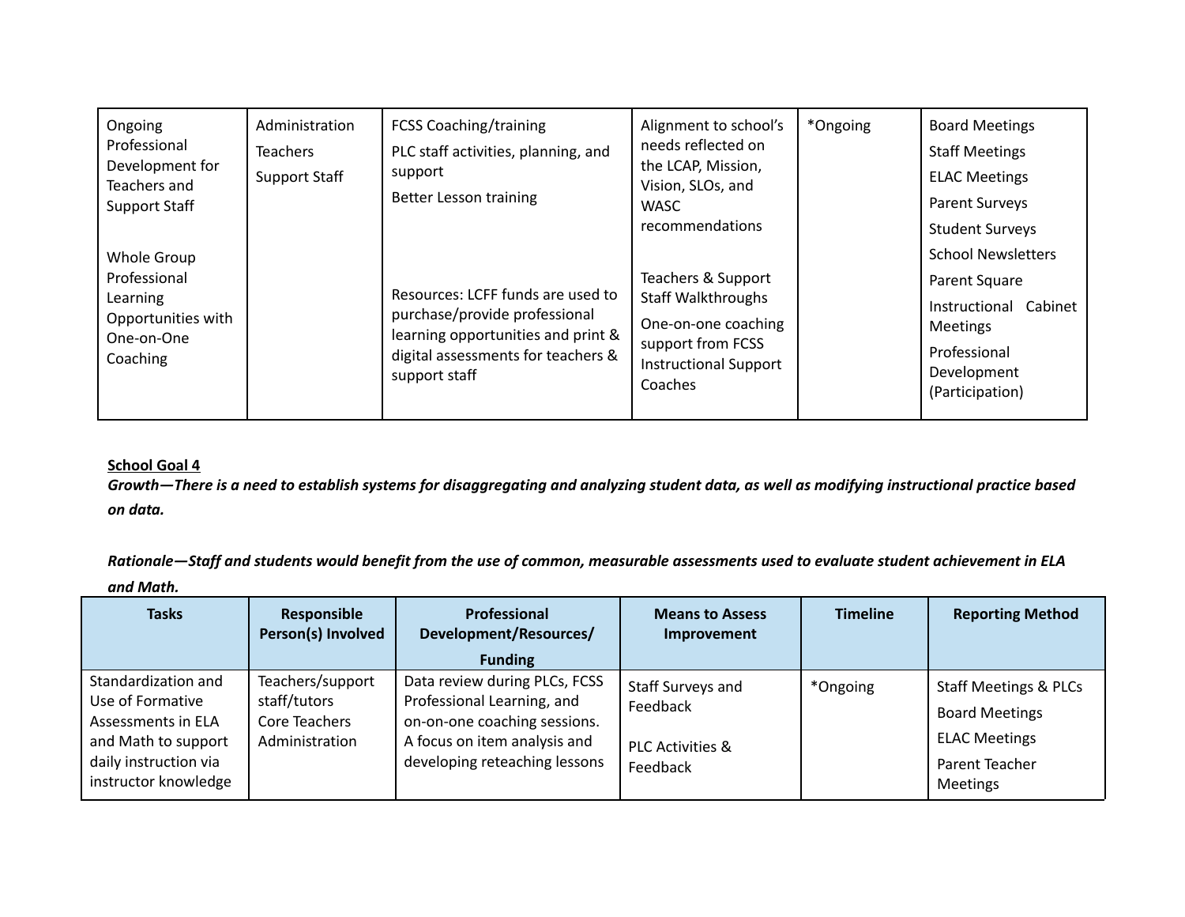| | | | | | |
|---|---|---|---|---|---|
| Ongoing Professional Development for Teachers and Support Staff<br><br>Whole Group Professional Learning Opportunities with One-on-One Coaching | Administration<br>Teachers<br>Support Staff | FCSS Coaching/training<br>PLC staff activities, planning, and support<br>Better Lesson training<br><br>Resources: LCFF funds are used to purchase/provide professional learning opportunities and print & digital assessments for teachers & support staff | Alignment to school's needs reflected on the LCAP, Mission, Vision, SLOs, and WASC recommendations<br><br>Teachers & Support Staff Walkthroughs<br>One-on-one coaching support from FCSS Instructional Support Coaches | *Ongoing | Board Meetings<br>Staff Meetings<br>ELAC Meetings<br>Parent Surveys<br>Student Surveys<br>School Newsletters<br>Parent Square<br>Instructional Cabinet Meetings<br>Professional Development (Participation) |

**School Goal 4**

***Growth—There is a need to establish systems for disaggregating and analyzing student data, as well as modifying instructional practice based on data.***

***Rationale—Staff and students would benefit from the use of common, measurable assessments used to evaluate student achievement in ELA and Math.***

| Tasks | Responsible Person(s) Involved | Professional Development/Resources/ Funding | Means to Assess Improvement | Timeline | Reporting Method |
|---|---|---|---|---|---|
| Standardization and Use of Formative Assessments in ELA and Math to support daily instruction via instructor knowledge | Teachers/support staff/tutors<br>Core Teachers<br>Administration | Data review during PLCs, FCSS Professional Learning, and on-on-one coaching sessions. A focus on item analysis and developing reteaching lessons | Staff Surveys and Feedback<br><br>PLC Activities & Feedback | *Ongoing | Staff Meetings & PLCs<br>Board Meetings<br>ELAC Meetings<br>Parent Teacher Meetings |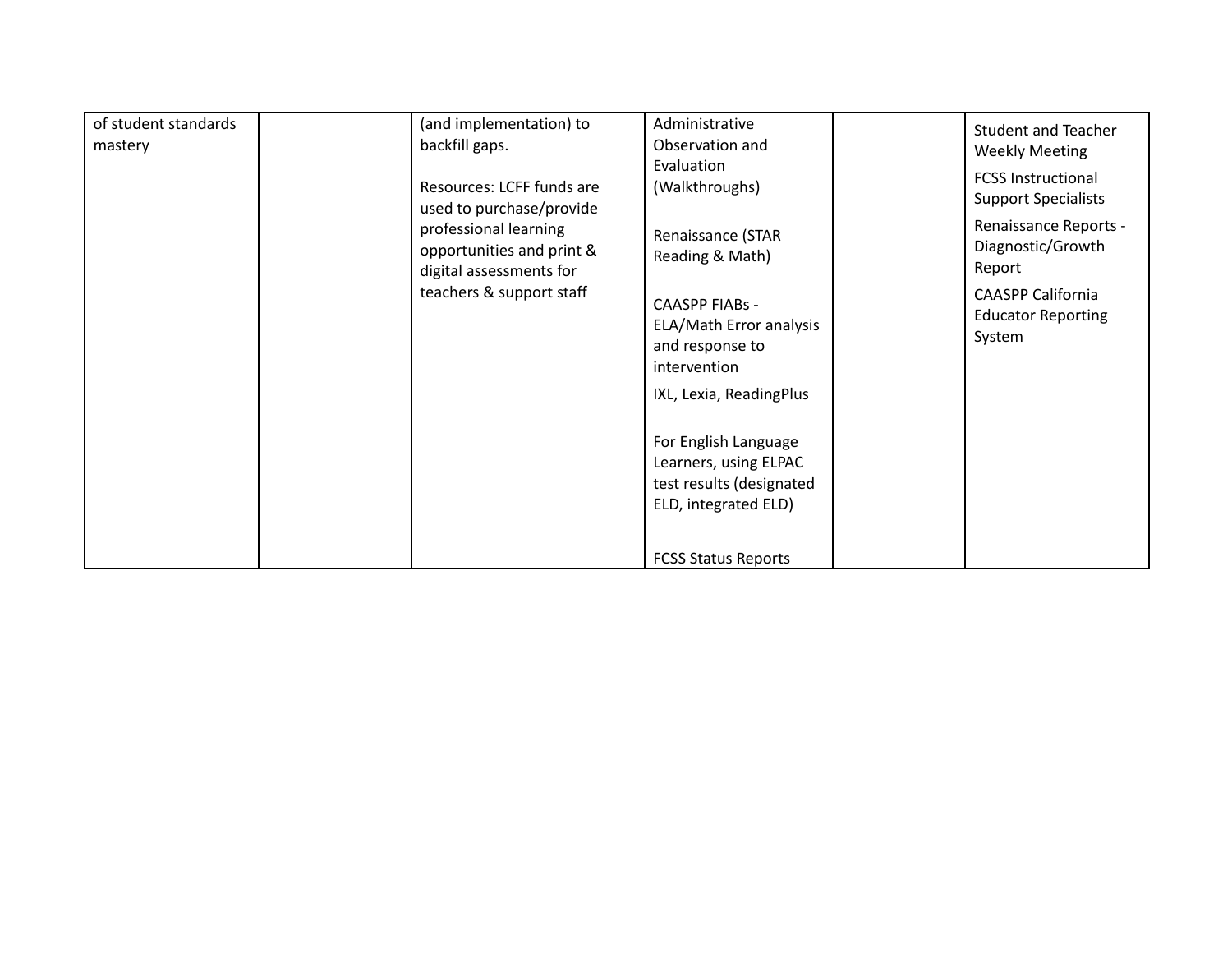| | | | | | |
|---|---|---|---|---|---|
| of student standards mastery | | (and implementation) to backfill gaps.<br><br>Resources: LCFF funds are used to purchase/provide professional learning opportunities and print & digital assessments for teachers & support staff | Administrative Observation and Evaluation (Walkthroughs)<br><br>Renaissance (STAR Reading & Math)<br><br>CAASPP FIABs - ELA/Math Error analysis and response to intervention<br><br>IXL, Lexia, ReadingPlus<br><br>For English Language Learners, using ELPAC test results (designated ELD, integrated ELD)<br><br>FCSS Status Reports | | Student and Teacher Weekly Meeting<br><br>FCSS Instructional Support Specialists<br><br>Renaissance Reports - Diagnostic/Growth Report<br><br>CAASPP California Educator Reporting System |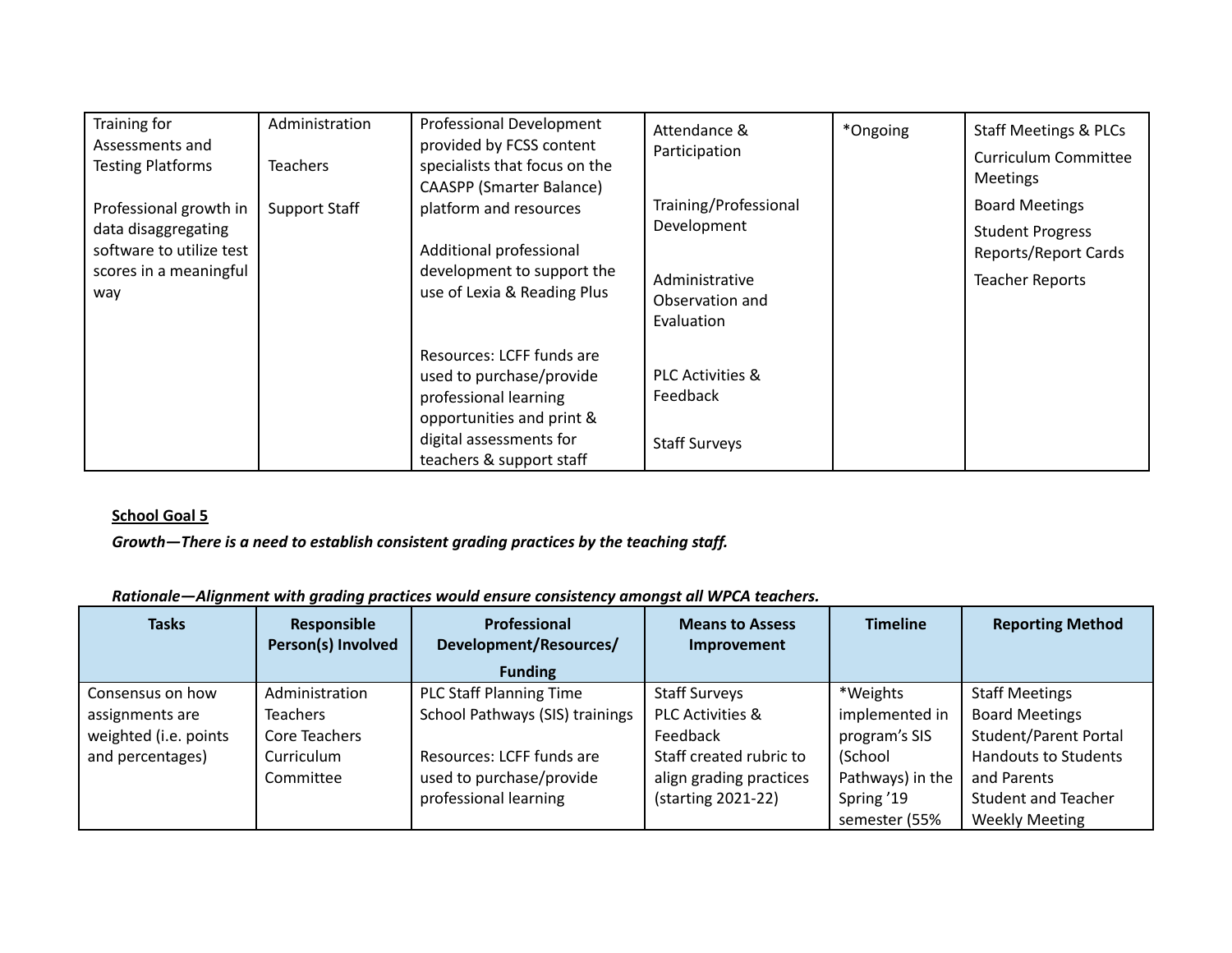| | | | | | |
|---|---|---|---|---|---|
| Training for Assessments and Testing Platforms<br><br>Professional growth in data disaggregating software to utilize test scores in a meaningful way | Administration<br><br>Teachers<br><br>Support Staff | Professional Development provided by FCSS content specialists that focus on the CAASPP (Smarter Balance) platform and resources<br><br>Additional professional development to support the use of Lexia & Reading Plus<br><br>Resources: LCFF funds are used to purchase/provide professional learning opportunities and print & digital assessments for teachers & support staff | Attendance & Participation<br><br>Training/Professional Development<br><br>Administrative Observation and Evaluation<br><br>PLC Activities & Feedback<br><br>Staff Surveys | *Ongoing | Staff Meetings & PLCs<br><br>Curriculum Committee Meetings<br><br>Board Meetings<br><br>Student Progress Reports/Report Cards<br><br>Teacher Reports |

**School Goal 5**

***Growth—There is a need to establish consistent grading practices by the teaching staff.***

***Rationale—Alignment with grading practices would ensure consistency amongst all WPCA teachers.***

| Tasks | Responsible Person(s) Involved | Professional Development/Resources/ Funding | Means to Assess Improvement | Timeline | Reporting Method |
|---|---|---|---|---|---|
| Consensus on how assignments are weighted (i.e. points and percentages) | Administration<br>Teachers<br>Core Teachers<br>Curriculum Committee | PLC Staff Planning Time<br>School Pathways (SIS) trainings<br><br>Resources: LCFF funds are used to purchase/provide professional learning | Staff Surveys<br>PLC Activities & Feedback<br>Staff created rubric to align grading practices (starting 2021-22) | *Weights implemented in program's SIS (School Pathways) in the Spring '19 semester (55% | Staff Meetings<br>Board Meetings<br>Student/Parent Portal<br>Handouts to Students and Parents<br>Student and Teacher Weekly Meeting |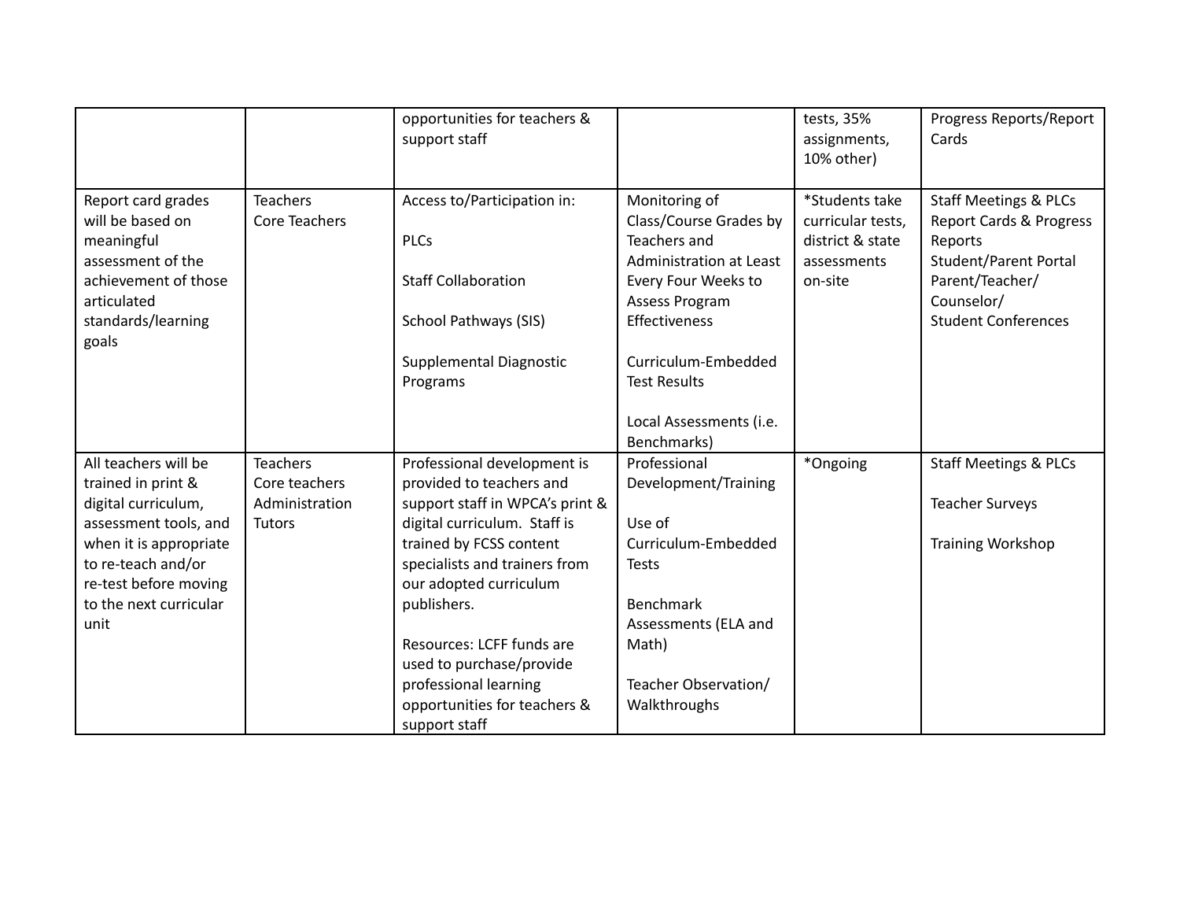| | | | | | |
|---|---|---|---|---|---|
| | | opportunities for teachers & support staff | | tests, 35% assignments, 10% other) | Progress Reports/Report Cards |
| Report card grades will be based on meaningful assessment of the achievement of those articulated standards/learning goals | Teachers<br>Core Teachers | Access to/Participation in:<br><br>PLCs<br><br>Staff Collaboration<br><br>School Pathways (SIS)<br><br>Supplemental Diagnostic Programs | Monitoring of Class/Course Grades by Teachers and Administration at Least Every Four Weeks to Assess Program Effectiveness<br><br>Curriculum-Embedded Test Results<br><br>Local Assessments (i.e. Benchmarks) | *Students take curricular tests, district & state assessments on-site | Staff Meetings & PLCs<br>Report Cards & Progress Reports<br>Student/Parent Portal<br>Parent/Teacher/ Counselor/<br>Student Conferences |
| All teachers will be trained in print & digital curriculum, assessment tools, and when it is appropriate to re-teach and/or re-test before moving to the next curricular unit | Teachers<br>Core teachers<br>Administration<br>Tutors | Professional development is provided to teachers and support staff in WPCA's print & digital curriculum. Staff is trained by FCSS content specialists and trainers from our adopted curriculum publishers.<br><br>Resources: LCFF funds are used to purchase/provide professional learning opportunities for teachers & support staff | Professional Development/Training<br><br>Use of Curriculum-Embedded Tests<br><br>Benchmark Assessments (ELA and Math)<br><br>Teacher Observation/ Walkthroughs | *Ongoing | Staff Meetings & PLCs<br><br>Teacher Surveys<br><br>Training Workshop |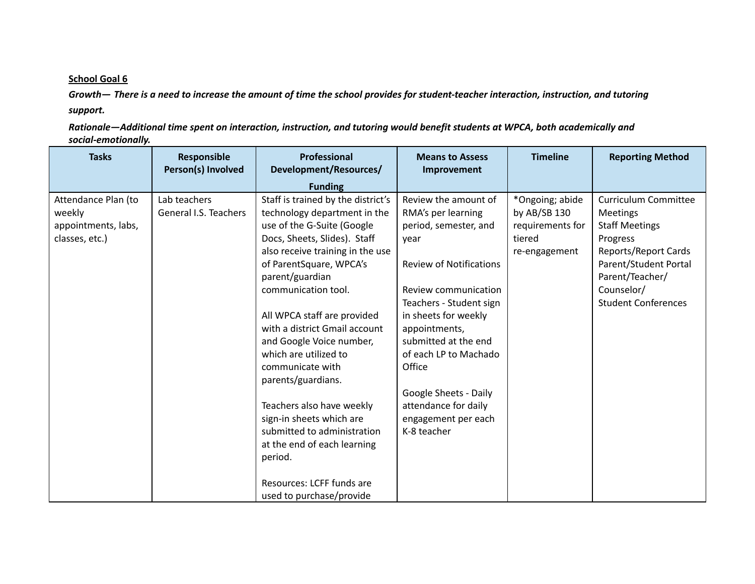**<u>School Goal 6</u>**

***Growth— There is a need to increase the amount of time the school provides for student-teacher interaction, instruction, and tutoring support.***

***Rationale—Additional time spent on interaction, instruction, and tutoring would benefit students at WPCA, both academically and social-emotionally.***

| Tasks | Responsible Person(s) Involved | Professional Development/Resources/ Funding | Means to Assess Improvement | Timeline | Reporting Method |
|---|---|---|---|---|---|
| Attendance Plan (to weekly appointments, labs, classes, etc.) | Lab teachers<br>General I.S. Teachers | Staff is trained by the district's technology department in the use of the G-Suite (Google Docs, Sheets, Slides). Staff also receive training in the use of ParentSquare, WPCA's parent/guardian communication tool.<br><br>All WPCA staff are provided with a district Gmail account and Google Voice number, which are utilized to communicate with parents/guardians.<br><br>Teachers also have weekly sign-in sheets which are submitted to administration at the end of each learning period.<br><br>Resources: LCFF funds are used to purchase/provide | Review the amount of RMA's per learning period, semester, and year<br><br>Review of Notifications<br><br>Review communication Teachers - Student sign in sheets for weekly appointments, submitted at the end of each LP to Machado Office<br><br>Google Sheets - Daily attendance for daily engagement per each K-8 teacher | *Ongoing; abide by AB/SB 130 requirements for tiered re-engagement | Curriculum Committee Meetings<br>Staff Meetings<br>Progress Reports/Report Cards<br>Parent/Student Portal<br>Parent/Teacher/ Counselor/<br>Student Conferences |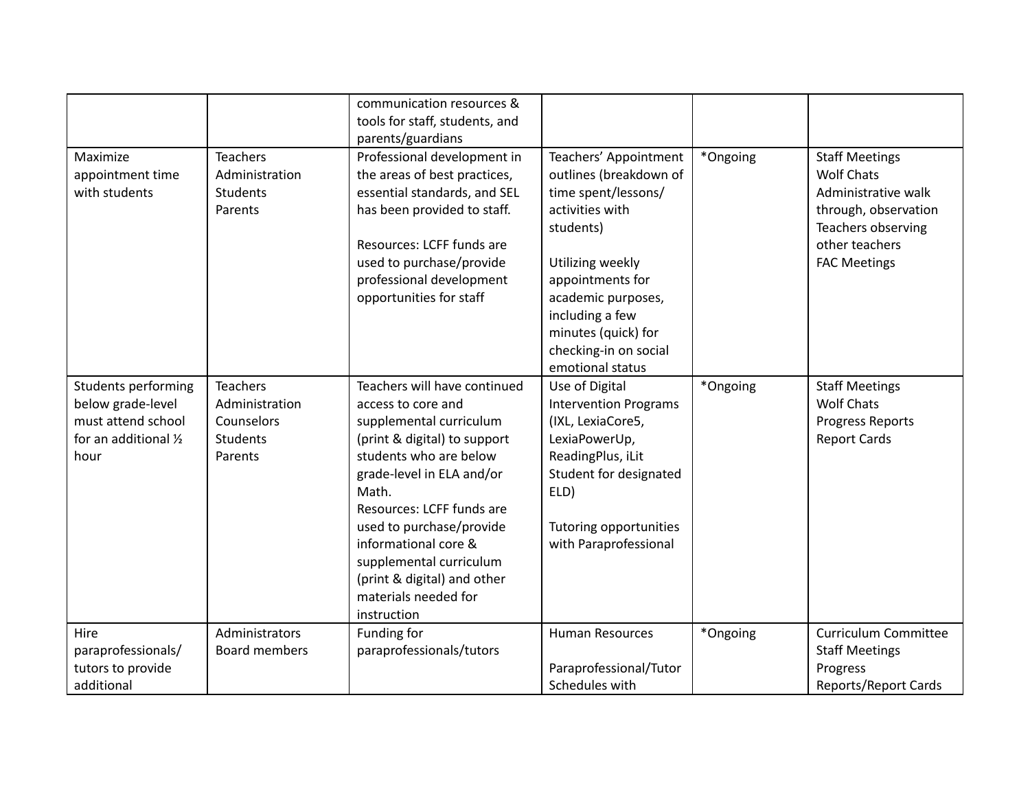| | | | | | |
|---|---|---|---|---|---|
| | | communication resources & tools for staff, students, and parents/guardians | | | |
| Maximize appointment time with students | Teachers<br>Administration<br>Students<br>Parents | Professional development in the areas of best practices, essential standards, and SEL has been provided to staff.<br><br>Resources: LCFF funds are used to purchase/provide professional development opportunities for staff | Teachers' Appointment outlines (breakdown of time spent/lessons/ activities with students)<br><br>Utilizing weekly appointments for academic purposes, including a few minutes (quick) for checking-in on social emotional status | *Ongoing | Staff Meetings<br>Wolf Chats<br>Administrative walk through, observation<br>Teachers observing other teachers<br>FAC Meetings |
| Students performing below grade-level must attend school for an additional ½ hour | Teachers<br>Administration<br>Counselors<br>Students<br>Parents | Teachers will have continued access to core and supplemental curriculum (print & digital) to support students who are below grade-level in ELA and/or Math.<br>Resources: LCFF funds are used to purchase/provide informational core & supplemental curriculum (print & digital) and other materials needed for instruction | Use of Digital Intervention Programs (IXL, LexiaCore5, LexiaPowerUp, ReadingPlus, iLit Student for designated ELD)<br><br>Tutoring opportunities with Paraprofessional | *Ongoing | Staff Meetings<br>Wolf Chats<br>Progress Reports<br>Report Cards |
| Hire paraprofessionals/ tutors to provide additional | Administrators<br>Board members | Funding for paraprofessionals/tutors | Human Resources<br><br>Paraprofessional/Tutor Schedules with | *Ongoing | Curriculum Committee<br>Staff Meetings<br>Progress Reports/Report Cards |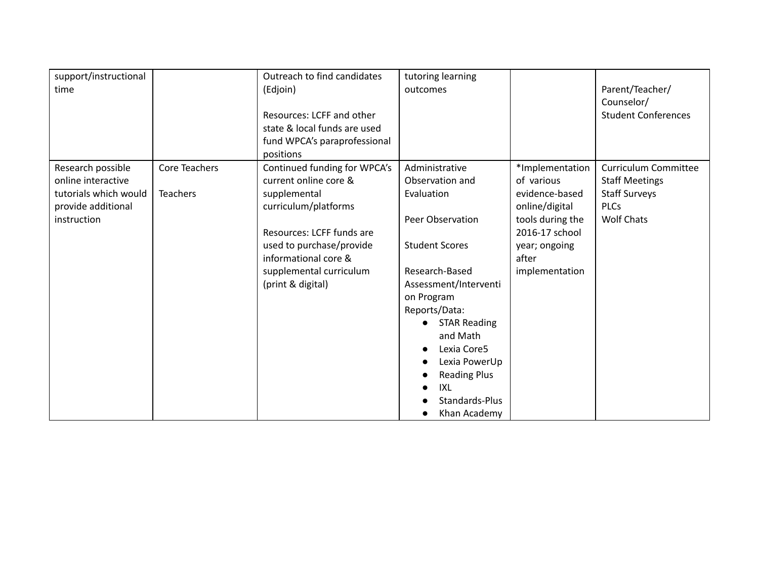| | | | | | |
|---|---|---|---|---|---|
| support/instructional time | | Outreach to find candidates (Edjoin)<br><br>Resources: LCFF and other state & local funds are used fund WPCA's paraprofessional positions | tutoring learning outcomes | | Parent/Teacher/ Counselor/ Student Conferences |
| Research possible online interactive tutorials which would provide additional instruction | Core Teachers<br><br>Teachers | Continued funding for WPCA's current online core & supplemental curriculum/platforms<br><br>Resources: LCFF funds are used to purchase/provide informational core & supplemental curriculum (print & digital) | Administrative Observation and Evaluation<br><br>Peer Observation<br><br>Student Scores<br><br>Research-Based Assessment/Intervention Program Reports/Data:<br>● STAR Reading and Math<br>● Lexia Core5<br>● Lexia PowerUp<br>● Reading Plus<br>● IXL<br>● Standards-Plus<br>● Khan Academy | *Implementation of various evidence-based online/digital tools during the 2016-17 school year; ongoing after implementation | Curriculum Committee<br>Staff Meetings<br>Staff Surveys<br>PLCs<br>Wolf Chats |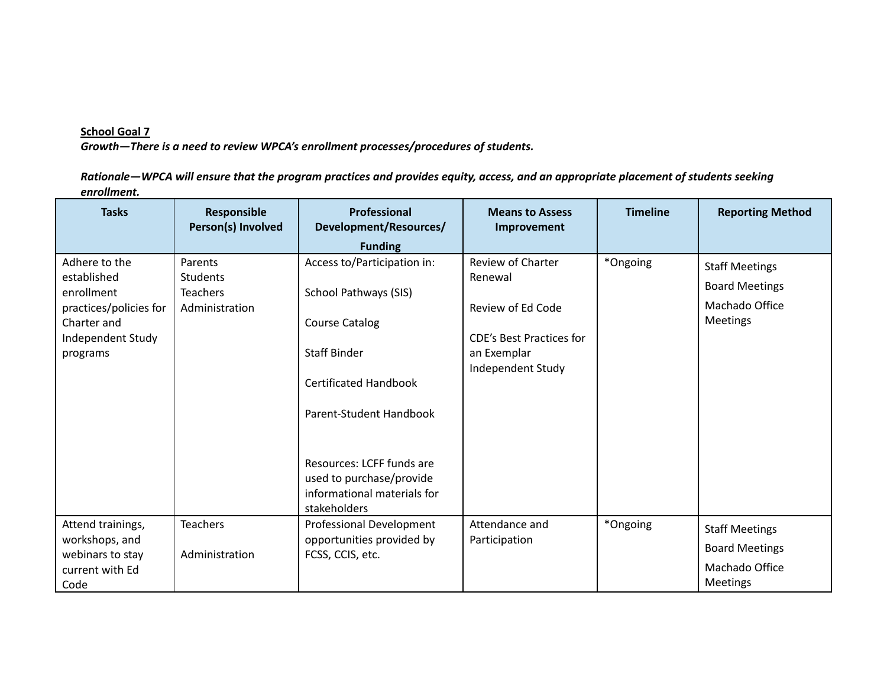**School Goal 7**

***Growth—There is a need to review WPCA's enrollment processes/procedures of students.***

***Rationale—WPCA will ensure that the program practices and provides equity, access, and an appropriate placement of students seeking enrollment.***

| Tasks | Responsible Person(s) Involved | Professional Development/Resources/ Funding | Means to Assess Improvement | Timeline | Reporting Method |
|---|---|---|---|---|---|
| Adhere to the established enrollment practices/policies for Charter and Independent Study programs | Parents<br>Students<br>Teachers<br>Administration | Access to/Participation in:<br><br>School Pathways (SIS)<br><br>Course Catalog<br><br>Staff Binder<br><br>Certificated Handbook<br><br>Parent-Student Handbook<br><br>Resources: LCFF funds are used to purchase/provide informational materials for stakeholders | Review of Charter Renewal<br><br>Review of Ed Code<br><br>CDE's Best Practices for an Exemplar Independent Study | *Ongoing | Staff Meetings<br>Board Meetings<br>Machado Office Meetings |
| Attend trainings, workshops, and webinars to stay current with Ed Code | Teachers<br><br>Administration | Professional Development opportunities provided by FCSS, CCIS, etc. | Attendance and Participation | *Ongoing | Staff Meetings<br>Board Meetings<br>Machado Office Meetings |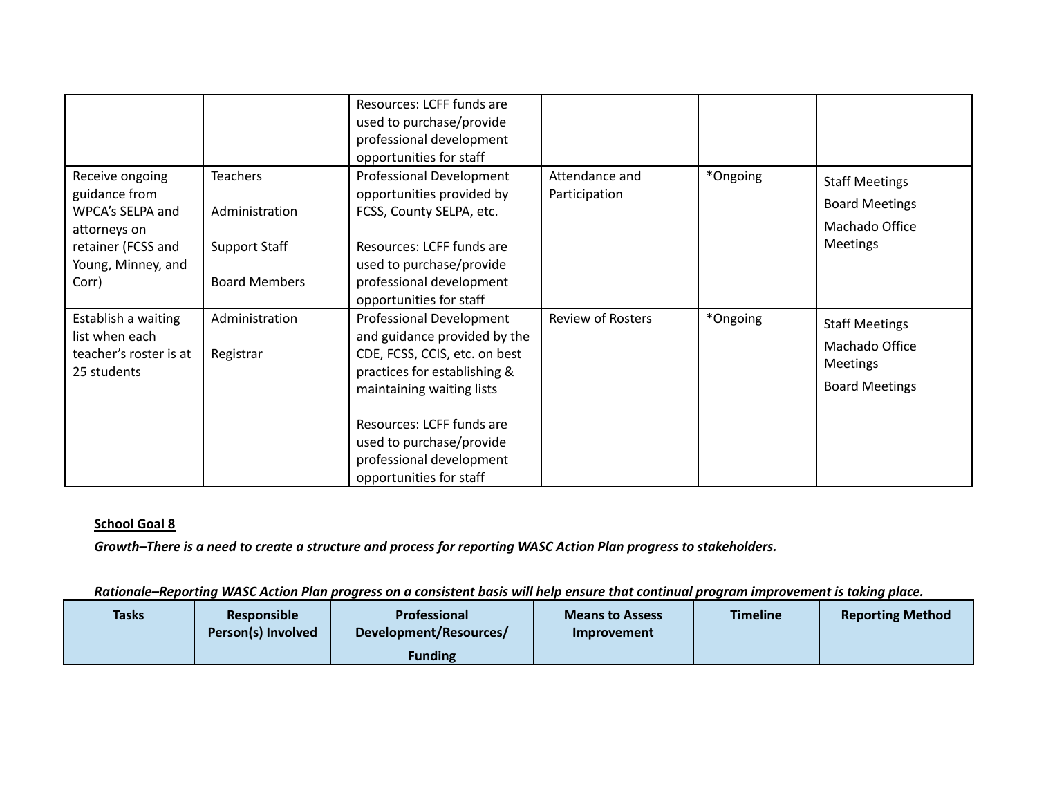| | | Resources: LCFF funds are used to purchase/provide professional development opportunities for staff | | | |
|---|---|---|---|---|---|
| Receive ongoing guidance from WPCA's SELPA and attorneys on retainer (FCSS and Young, Minney, and Corr) | Teachers<br><br>Administration<br><br>Support Staff<br><br>Board Members | Professional Development opportunities provided by FCSS, County SELPA, etc.<br><br>Resources: LCFF funds are used to purchase/provide professional development opportunities for staff | Attendance and Participation | *Ongoing | Staff Meetings<br><br>Board Meetings<br><br>Machado Office Meetings |
| Establish a waiting list when each teacher's roster is at 25 students | Administration<br><br>Registrar | Professional Development and guidance provided by the CDE, FCSS, CCIS, etc. on best practices for establishing & maintaining waiting lists<br><br>Resources: LCFF funds are used to purchase/provide professional development opportunities for staff | Review of Rosters | *Ongoing | Staff Meetings<br><br>Machado Office Meetings<br><br>Board Meetings |

**School Goal 8**

***Growth–There is a need to create a structure and process for reporting WASC Action Plan progress to stakeholders.***

***Rationale–Reporting WASC Action Plan progress on a consistent basis will help ensure that continual program improvement is taking place.***

| Tasks | Responsible Person(s) Involved | Professional Development/Resources/ Funding | Means to Assess Improvement | Timeline | Reporting Method |
|---|---|---|---|---|---|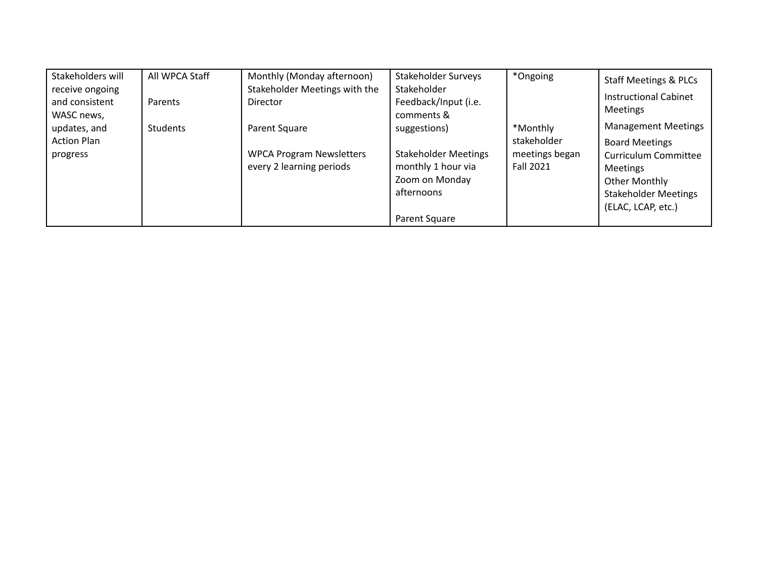| | | | | | |
|---|---|---|---|---|---|
| Stakeholders will receive ongoing and consistent WASC news, updates, and Action Plan progress | All WPCA Staff<br><br>Parents<br><br>Students | Monthly (Monday afternoon) Stakeholder Meetings with the Director<br><br>Parent Square<br><br>WPCA Program Newsletters every 2 learning periods | Stakeholder Surveys<br>Stakeholder Feedback/Input (i.e. comments & suggestions)<br><br>Stakeholder Meetings monthly 1 hour via Zoom on Monday afternoons<br><br>Parent Square | *Ongoing<br><br>*Monthly stakeholder meetings began Fall 2021 | Staff Meetings & PLCs<br>Instructional Cabinet Meetings<br>Management Meetings<br>Board Meetings<br>Curriculum Committee Meetings<br>Other Monthly Stakeholder Meetings (ELAC, LCAP, etc.) |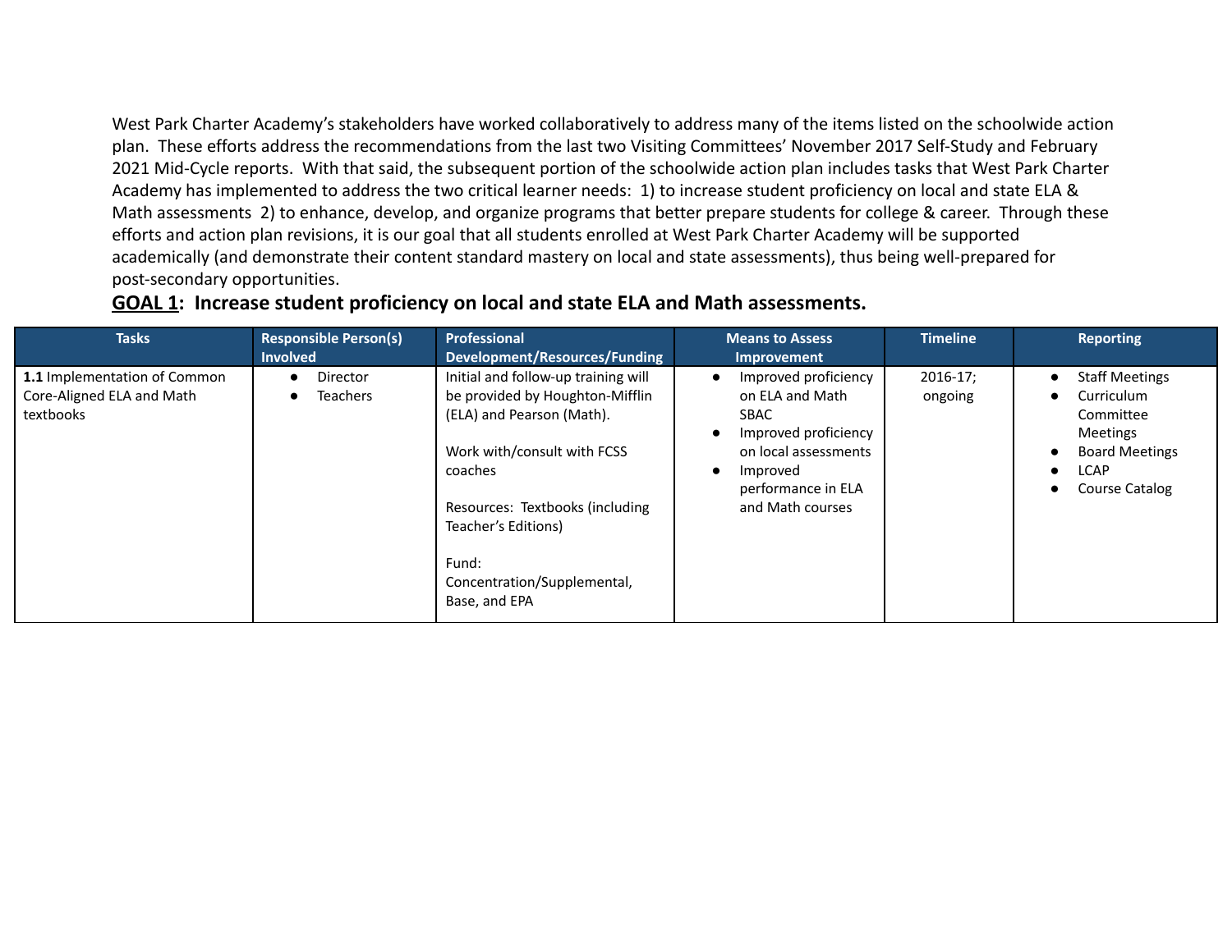West Park Charter Academy's stakeholders have worked collaboratively to address many of the items listed on the schoolwide action plan. These efforts address the recommendations from the last two Visiting Committees' November 2017 Self-Study and February 2021 Mid-Cycle reports. With that said, the subsequent portion of the schoolwide action plan includes tasks that West Park Charter Academy has implemented to address the two critical learner needs: 1) to increase student proficiency on local and state ELA & Math assessments 2) to enhance, develop, and organize programs that better prepare students for college & career. Through these efforts and action plan revisions, it is our goal that all students enrolled at West Park Charter Academy will be supported academically (and demonstrate their content standard mastery on local and state assessments), thus being well-prepared for post-secondary opportunities.

## GOAL 1: Increase student proficiency on local and state ELA and Math assessments.

| Tasks | Responsible Person(s) Involved | Professional Development/Resources/Funding | Means to Assess Improvement | Timeline | Reporting |
|---|---|---|---|---|---|
| **1.1** Implementation of Common Core-Aligned ELA and Math textbooks | • Director<br>• Teachers | Initial and follow-up training will be provided by Houghton-Mifflin (ELA) and Pearson (Math).<br><br>Work with/consult with FCSS coaches<br><br>Resources: Textbooks (including Teacher's Editions)<br><br>Fund: Concentration/Supplemental, Base, and EPA | • Improved proficiency on ELA and Math SBAC<br>• Improved proficiency on local assessments<br>• Improved performance in ELA and Math courses | 2016-17; ongoing | • Staff Meetings<br>• Curriculum Committee Meetings<br>• Board Meetings<br>• LCAP<br>• Course Catalog |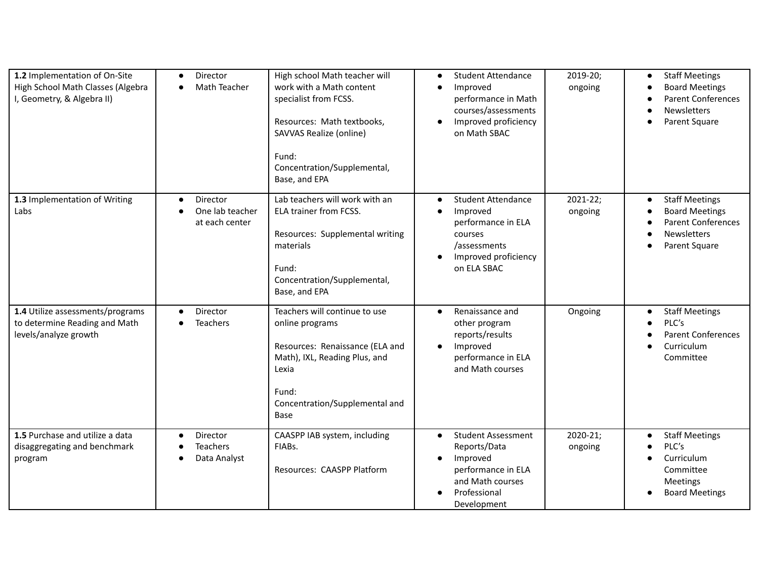| | | | | | |
|---|---|---|---|---|---|
| **1.2** Implementation of On-Site High School Math Classes (Algebra I, Geometry, & Algebra II) | • Director<br>• Math Teacher | High school Math teacher will work with a Math content specialist from FCSS.<br><br>Resources: Math textbooks, SAVVAS Realize (online)<br><br>Fund: Concentration/Supplemental, Base, and EPA | • Student Attendance<br>• Improved performance in Math courses/assessments<br>• Improved proficiency on Math SBAC | 2019-20; ongoing | • Staff Meetings<br>• Board Meetings<br>• Parent Conferences<br>• Newsletters<br>• Parent Square |
| **1.3** Implementation of Writing Labs | • Director<br>• One lab teacher at each center | Lab teachers will work with an ELA trainer from FCSS.<br><br>Resources: Supplemental writing materials<br><br>Fund: Concentration/Supplemental, Base, and EPA | • Student Attendance<br>• Improved performance in ELA courses /assessments<br>• Improved proficiency on ELA SBAC | 2021-22; ongoing | • Staff Meetings<br>• Board Meetings<br>• Parent Conferences<br>• Newsletters<br>• Parent Square |
| **1.4** Utilize assessments/programs to determine Reading and Math levels/analyze growth | • Director<br>• Teachers | Teachers will continue to use online programs<br><br>Resources: Renaissance (ELA and Math), IXL, Reading Plus, and Lexia<br><br>Fund: Concentration/Supplemental and Base | • Renaissance and other program reports/results<br>• Improved performance in ELA and Math courses | Ongoing | • Staff Meetings<br>• PLC's<br>• Parent Conferences<br>• Curriculum Committee |
| **1.5** Purchase and utilize a data disaggregating and benchmark program | • Director<br>• Teachers<br>• Data Analyst | CAASPP IAB system, including FIABs.<br><br>Resources: CAASPP Platform | • Student Assessment Reports/Data<br>• Improved performance in ELA and Math courses<br>• Professional Development | 2020-21; ongoing | • Staff Meetings<br>• PLC's<br>• Curriculum Committee Meetings<br>• Board Meetings |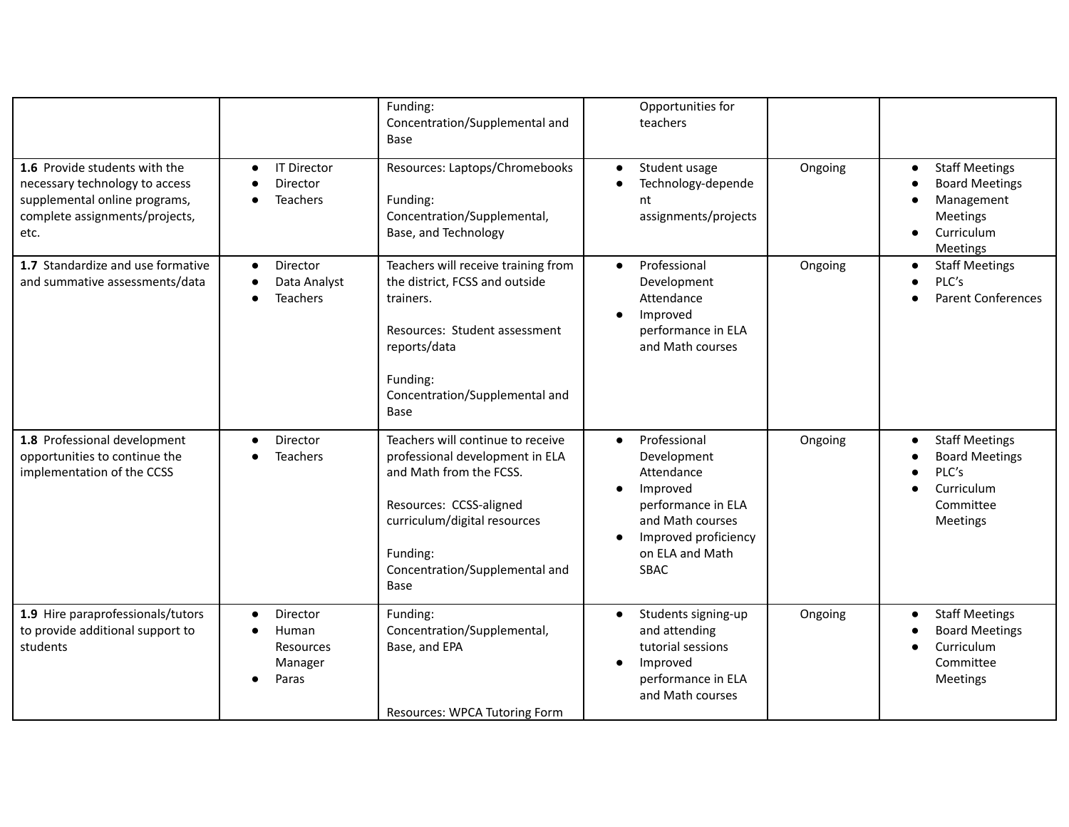| | | | | | |
|---|---|---|---|---|---|
| | | Funding: Concentration/Supplemental and Base | Opportunities for teachers | | |
| **1.6** Provide students with the necessary technology to access supplemental online programs, complete assignments/projects, etc. | • IT Director<br>• Director<br>• Teachers | Resources: Laptops/Chromebooks<br><br>Funding: Concentration/Supplemental, Base, and Technology | • Student usage<br>• Technology-dependent assignments/projects | Ongoing | • Staff Meetings<br>• Board Meetings<br>• Management Meetings<br>• Curriculum Meetings |
| **1.7** Standardize and use formative and summative assessments/data | • Director<br>• Data Analyst<br>• Teachers | Teachers will receive training from the district, FCSS and outside trainers.<br><br>Resources: Student assessment reports/data<br><br>Funding: Concentration/Supplemental and Base | • Professional Development Attendance<br>• Improved performance in ELA and Math courses | Ongoing | • Staff Meetings<br>• PLC's<br>• Parent Conferences |
| **1.8** Professional development opportunities to continue the implementation of the CCSS | • Director<br>• Teachers | Teachers will continue to receive professional development in ELA and Math from the FCSS.<br><br>Resources: CCSS-aligned curriculum/digital resources<br><br>Funding: Concentration/Supplemental and Base | • Professional Development Attendance<br>• Improved performance in ELA and Math courses<br>• Improved proficiency on ELA and Math SBAC | Ongoing | • Staff Meetings<br>• Board Meetings<br>• PLC's<br>• Curriculum Committee Meetings |
| **1.9** Hire paraprofessionals/tutors to provide additional support to students | • Director<br>• Human Resources Manager<br>• Paras | Funding: Concentration/Supplemental, Base, and EPA<br><br>Resources: WPCA Tutoring Form | • Students signing-up and attending tutorial sessions<br>• Improved performance in ELA and Math courses | Ongoing | • Staff Meetings<br>• Board Meetings<br>• Curriculum Committee Meetings |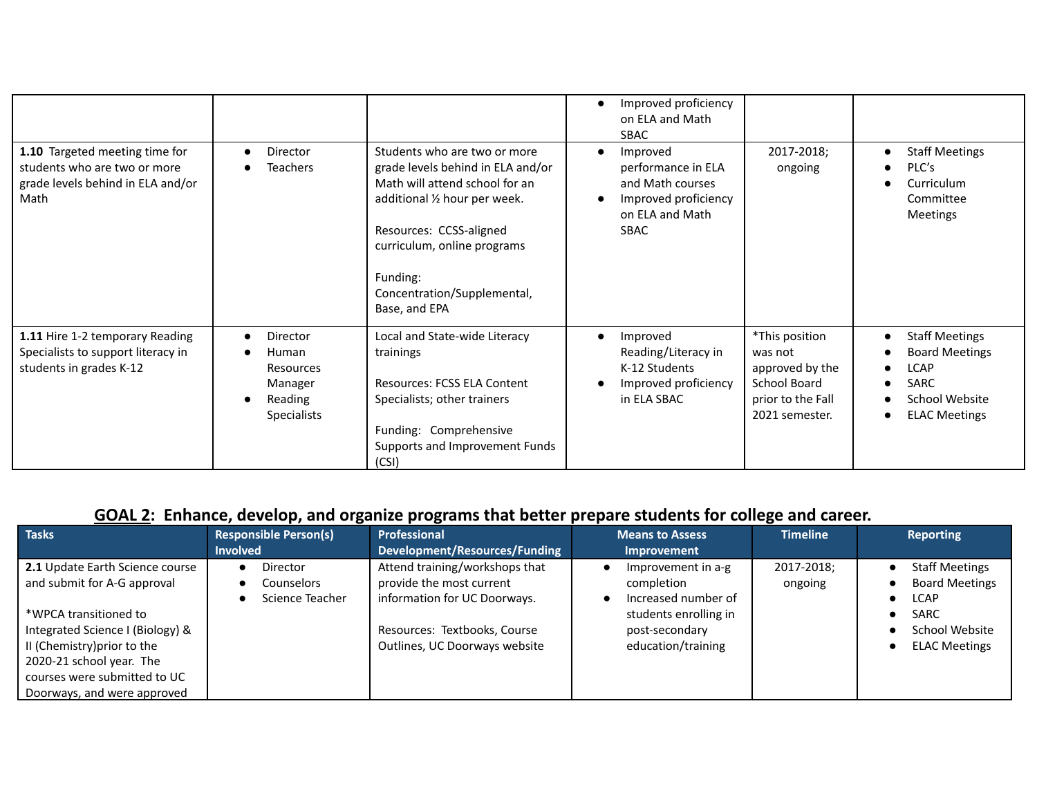| | | | • Improved proficiency on ELA and Math SBAC | | |
|---|---|---|---|---|---|
| **1.10** Targeted meeting time for students who are two or more grade levels behind in ELA and/or Math | • Director<br>• Teachers | Students who are two or more grade levels behind in ELA and/or Math will attend school for an additional ½ hour per week.<br><br>Resources: CCSS-aligned curriculum, online programs<br><br>Funding: Concentration/Supplemental, Base, and EPA | • Improved performance in ELA and Math courses<br>• Improved proficiency on ELA and Math SBAC | 2017-2018; ongoing | • Staff Meetings<br>• PLC's<br>• Curriculum Committee Meetings |
| **1.11** Hire 1-2 temporary Reading Specialists to support literacy in students in grades K-12 | • Director<br>• Human Resources Manager<br>• Reading Specialists | Local and State-wide Literacy trainings<br><br>Resources: FCSS ELA Content Specialists; other trainers<br><br>Funding: Comprehensive Supports and Improvement Funds (CSI) | • Improved Reading/Literacy in K-12 Students<br>• Improved proficiency in ELA SBAC | *This position was not approved by the School Board prior to the Fall 2021 semester. | • Staff Meetings<br>• Board Meetings<br>• LCAP<br>• SARC<br>• School Website<br>• ELAC Meetings |

## GOAL 2: Enhance, develop, and organize programs that better prepare students for college and career.

| Tasks | Responsible Person(s) Involved | Professional Development/Resources/Funding | Means to Assess Improvement | Timeline | Reporting |
|---|---|---|---|---|---|
| **2.1** Update Earth Science course and submit for A-G approval<br><br>*WPCA transitioned to Integrated Science I (Biology) & II (Chemistry)prior to the 2020-21 school year. The courses were submitted to UC Doorways, and were approved | • Director<br>• Counselors<br>• Science Teacher | Attend training/workshops that provide the most current information for UC Doorways.<br><br>Resources: Textbooks, Course Outlines, UC Doorways website | • Improvement in a-g completion<br>• Increased number of students enrolling in post-secondary education/training | 2017-2018; ongoing | • Staff Meetings<br>• Board Meetings<br>• LCAP<br>• SARC<br>• School Website<br>• ELAC Meetings |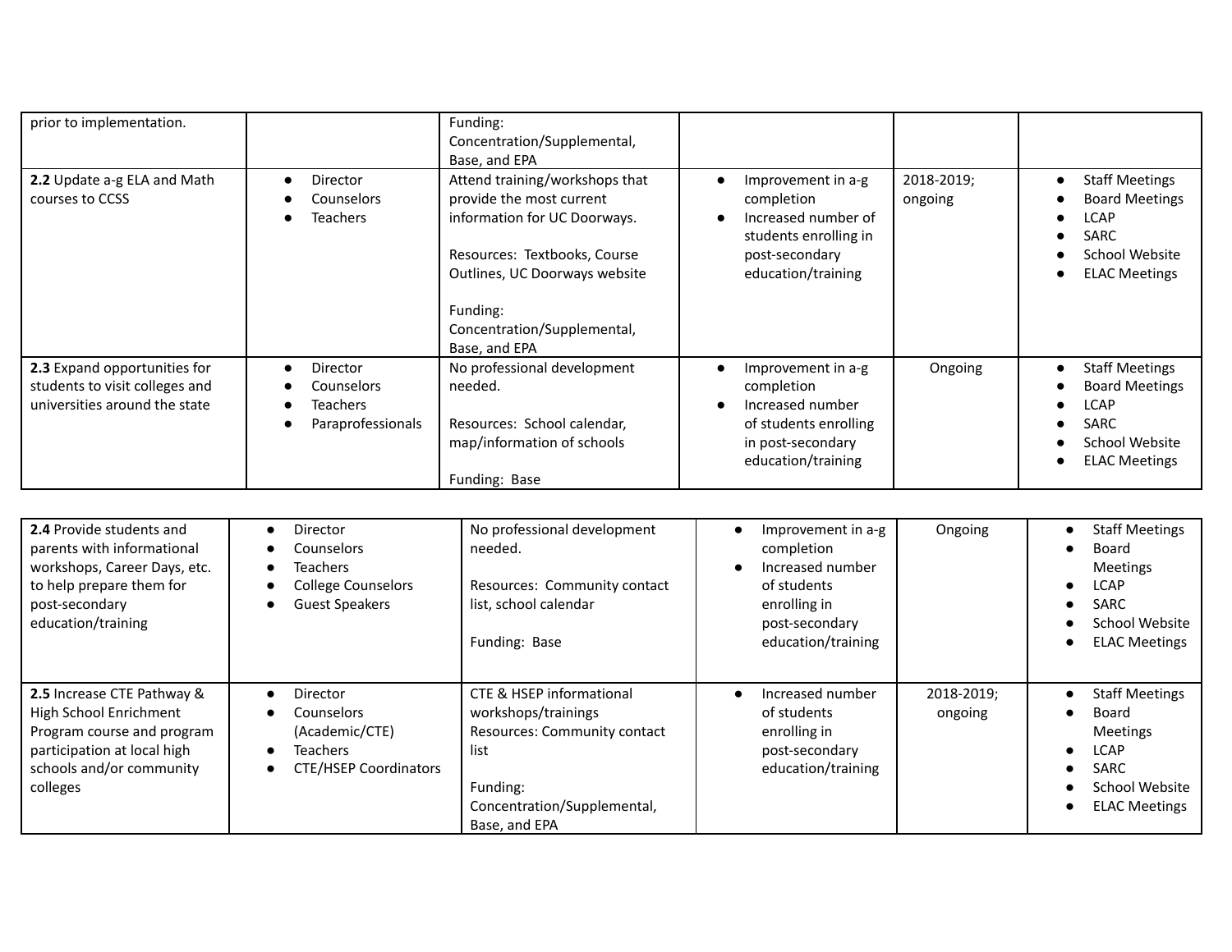| | | | | | |
|---|---|---|---|---|---|
| prior to implementation. | | Funding: Concentration/Supplemental, Base, and EPA | | | |
| **2.2** Update a-g ELA and Math courses to CCSS | • Director<br>• Counselors<br>• Teachers | Attend training/workshops that provide the most current information for UC Doorways.<br><br>Resources: Textbooks, Course Outlines, UC Doorways website<br><br>Funding: Concentration/Supplemental, Base, and EPA | • Improvement in a-g completion<br>• Increased number of students enrolling in post-secondary education/training | 2018-2019; ongoing | • Staff Meetings<br>• Board Meetings<br>• LCAP<br>• SARC<br>• School Website<br>• ELAC Meetings |
| **2.3** Expand opportunities for students to visit colleges and universities around the state | • Director<br>• Counselors<br>• Teachers<br>• Paraprofessionals | No professional development needed.<br><br>Resources: School calendar, map/information of schools<br><br>Funding: Base | • Improvement in a-g completion<br>• Increased number of students enrolling in post-secondary education/training | Ongoing | • Staff Meetings<br>• Board Meetings<br>• LCAP<br>• SARC<br>• School Website<br>• ELAC Meetings |
| **2.4** Provide students and parents with informational workshops, Career Days, etc. to help prepare them for post-secondary education/training | • Director<br>• Counselors<br>• Teachers<br>• College Counselors<br>• Guest Speakers | No professional development needed.<br><br>Resources: Community contact list, school calendar<br><br>Funding: Base | • Improvement in a-g completion<br>• Increased number of students enrolling in post-secondary education/training | Ongoing | • Staff Meetings<br>• Board Meetings<br>• LCAP<br>• SARC<br>• School Website<br>• ELAC Meetings |
| **2.5** Increase CTE Pathway & High School Enrichment Program course and program participation at local high schools and/or community colleges | • Director<br>• Counselors (Academic/CTE)<br>• Teachers<br>• CTE/HSEP Coordinators | CTE & HSEP informational workshops/trainings<br>Resources: Community contact list<br><br>Funding: Concentration/Supplemental, Base, and EPA | • Increased number of students enrolling in post-secondary education/training | 2018-2019; ongoing | • Staff Meetings<br>• Board Meetings<br>• LCAP<br>• SARC<br>• School Website<br>• ELAC Meetings |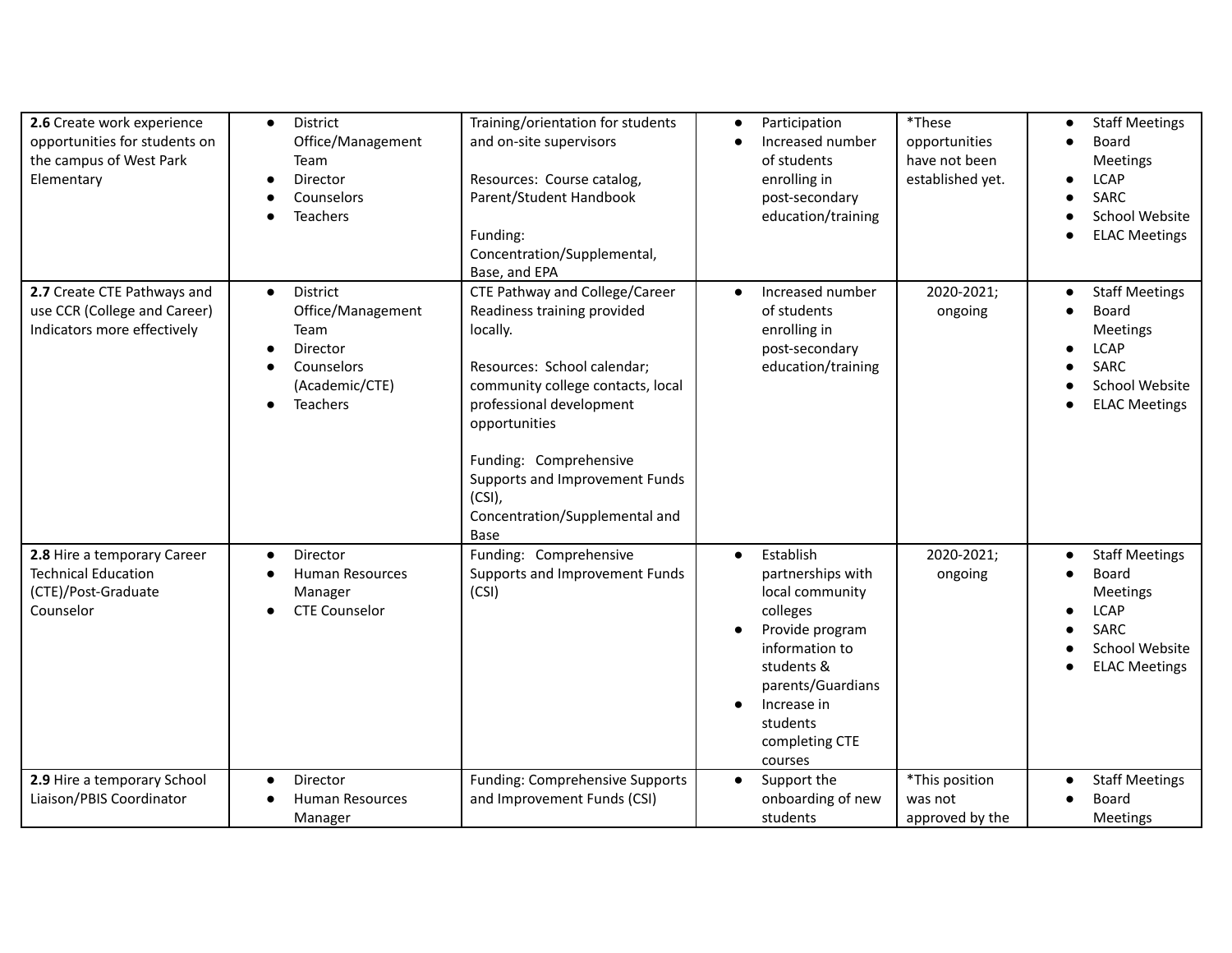| | | | | | |
|---|---|---|---|---|---|
| **2.6** Create work experience opportunities for students on the campus of West Park Elementary | • District Office/Management Team<br>• Director<br>• Counselors<br>• Teachers | Training/orientation for students and on-site supervisors<br><br>Resources: Course catalog, Parent/Student Handbook<br><br>Funding: Concentration/Supplemental, Base, and EPA | • Participation<br>• Increased number of students enrolling in post-secondary education/training | *These opportunities have not been established yet. | • Staff Meetings<br>• Board Meetings<br>• LCAP<br>• SARC<br>• School Website<br>• ELAC Meetings |
| **2.7** Create CTE Pathways and use CCR (College and Career) Indicators more effectively | • District Office/Management Team<br>• Director<br>• Counselors (Academic/CTE)<br>• Teachers | CTE Pathway and College/Career Readiness training provided locally.<br><br>Resources: School calendar; community college contacts, local professional development opportunities<br><br>Funding: Comprehensive Supports and Improvement Funds (CSI), Concentration/Supplemental and Base | • Increased number of students enrolling in post-secondary education/training | 2020-2021; ongoing | • Staff Meetings<br>• Board Meetings<br>• LCAP<br>• SARC<br>• School Website<br>• ELAC Meetings |
| **2.8** Hire a temporary Career Technical Education (CTE)/Post-Graduate Counselor | • Director<br>• Human Resources Manager<br>• CTE Counselor | Funding: Comprehensive Supports and Improvement Funds (CSI) | • Establish partnerships with local community colleges<br>• Provide program information to students & parents/Guardians<br>• Increase in students completing CTE courses | 2020-2021; ongoing | • Staff Meetings<br>• Board Meetings<br>• LCAP<br>• SARC<br>• School Website<br>• ELAC Meetings |
| **2.9** Hire a temporary School Liaison/PBIS Coordinator | • Director<br>• Human Resources Manager | Funding: Comprehensive Supports and Improvement Funds (CSI) | • Support the onboarding of new students | *This position was not approved by the | • Staff Meetings<br>• Board Meetings |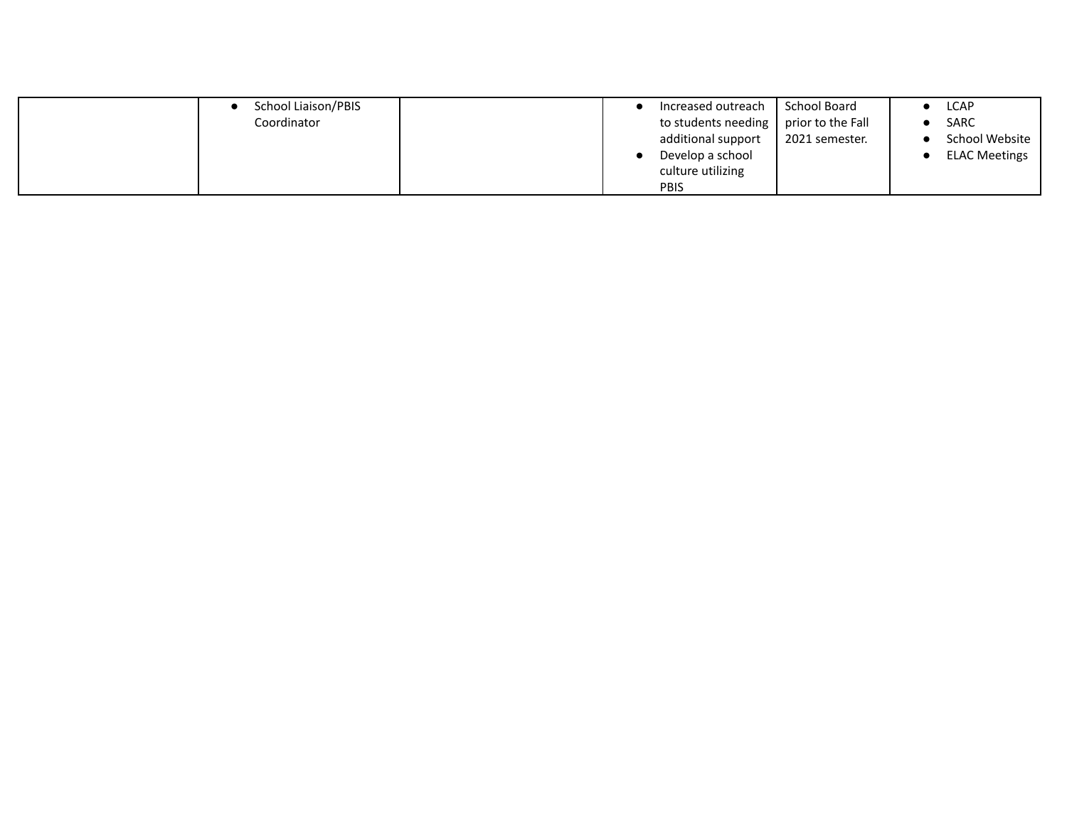| | | | | | |
|---|---|---|---|---|---|
| | • School Liaison/PBIS Coordinator | | • Increased outreach to students needing additional support<br>• Develop a school culture utilizing PBIS | School Board prior to the Fall 2021 semester. | • LCAP<br>• SARC<br>• School Website<br>• ELAC Meetings |